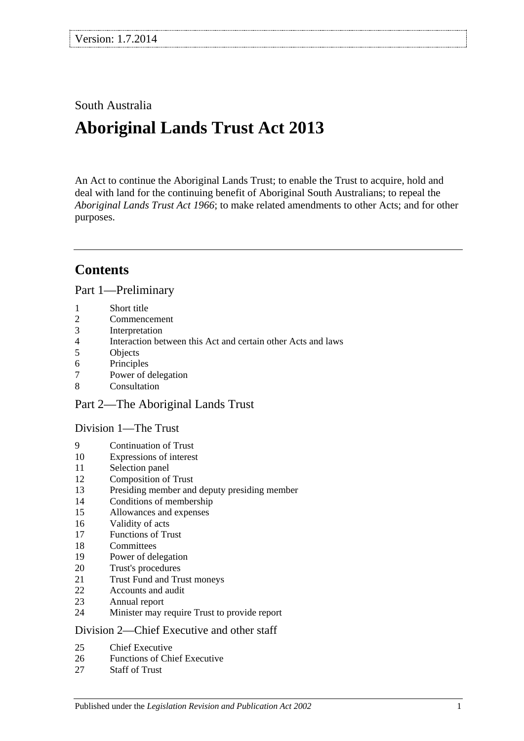Version: 1.7.2014

South Australia

# Aboriginal Lands Trust Act 2013

An Act to continue the Aboriginal Lands Trust; to enable the Trust to acquire, hold and deal with land for the continuing benefit of Aboriginal South Australians; to repeal the *Aboriginal Lands Trust Act 1966*; to make related amendments to other Acts; and for other purposes.

## Contents

### Part 1—Preliminary

1 Short title
2 Commencement
3 Interpretation
4 Interaction between this Act and certain other Acts and laws
5 Objects
6 Principles
7 Power of delegation
8 Consultation

### Part 2—The Aboriginal Lands Trust

#### Division 1—The Trust

9 Continuation of Trust
10 Expressions of interest
11 Selection panel
12 Composition of Trust
13 Presiding member and deputy presiding member
14 Conditions of membership
15 Allowances and expenses
16 Validity of acts
17 Functions of Trust
18 Committees
19 Power of delegation
20 Trust's procedures
21 Trust Fund and Trust moneys
22 Accounts and audit
23 Annual report
24 Minister may require Trust to provide report

#### Division 2—Chief Executive and other staff

25 Chief Executive
26 Functions of Chief Executive
27 Staff of Trust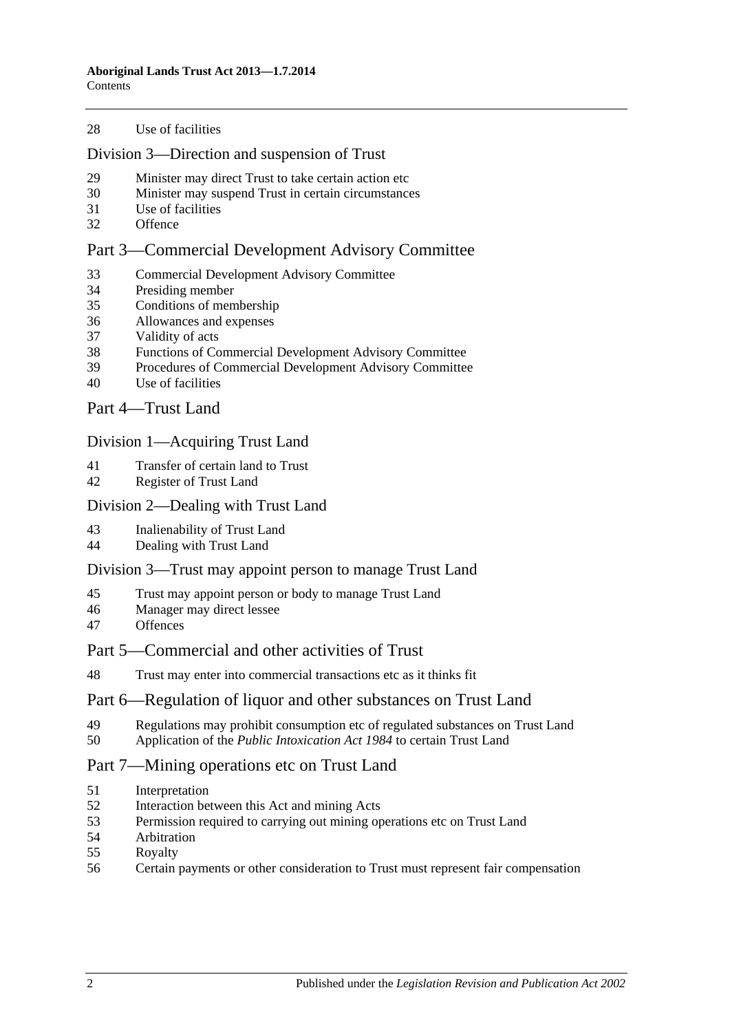28 Use of facilities

## Division 3—Direction and suspension of Trust

29 Minister may direct Trust to take certain action etc
30 Minister may suspend Trust in certain circumstances
31 Use of facilities
32 Offence

## Part 3—Commercial Development Advisory Committee

33 Commercial Development Advisory Committee
34 Presiding member
35 Conditions of membership
36 Allowances and expenses
37 Validity of acts
38 Functions of Commercial Development Advisory Committee
39 Procedures of Commercial Development Advisory Committee
40 Use of facilities

## Part 4—Trust Land

## Division 1—Acquiring Trust Land

41 Transfer of certain land to Trust
42 Register of Trust Land

## Division 2—Dealing with Trust Land

43 Inalienability of Trust Land
44 Dealing with Trust Land

## Division 3—Trust may appoint person to manage Trust Land

45 Trust may appoint person or body to manage Trust Land
46 Manager may direct lessee
47 Offences

## Part 5—Commercial and other activities of Trust

48 Trust may enter into commercial transactions etc as it thinks fit

## Part 6—Regulation of liquor and other substances on Trust Land

49 Regulations may prohibit consumption etc of regulated substances on Trust Land
50 Application of the *Public Intoxication Act 1984* to certain Trust Land

## Part 7—Mining operations etc on Trust Land

51 Interpretation
52 Interaction between this Act and mining Acts
53 Permission required to carrying out mining operations etc on Trust Land
54 Arbitration
55 Royalty
56 Certain payments or other consideration to Trust must represent fair compensation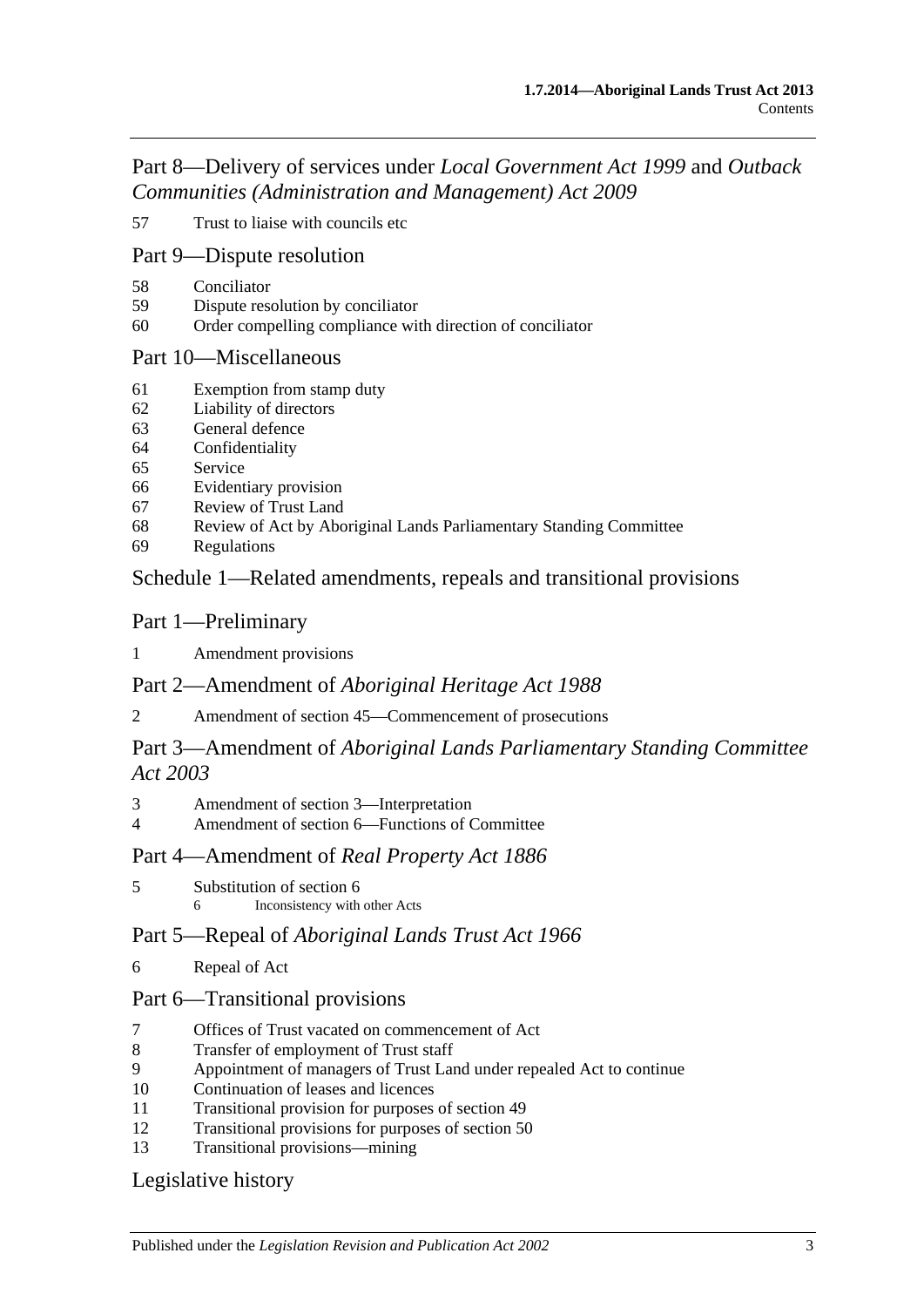## Part 8—Delivery of services under *Local Government Act 1999* and *Outback Communities (Administration and Management) Act 2009*

57 Trust to liaise with councils etc

## Part 9—Dispute resolution

58 Conciliator
59 Dispute resolution by conciliator
60 Order compelling compliance with direction of conciliator

## Part 10—Miscellaneous

61 Exemption from stamp duty
62 Liability of directors
63 General defence
64 Confidentiality
65 Service
66 Evidentiary provision
67 Review of Trust Land
68 Review of Act by Aboriginal Lands Parliamentary Standing Committee
69 Regulations

## Schedule 1—Related amendments, repeals and transitional provisions

## Part 1—Preliminary

1 Amendment provisions

## Part 2—Amendment of *Aboriginal Heritage Act 1988*

2 Amendment of section 45—Commencement of prosecutions

## Part 3—Amendment of *Aboriginal Lands Parliamentary Standing Committee Act 2003*

3 Amendment of section 3—Interpretation
4 Amendment of section 6—Functions of Committee

## Part 4—Amendment of *Real Property Act 1886*

5 Substitution of section 6
  6 Inconsistency with other Acts

## Part 5—Repeal of *Aboriginal Lands Trust Act 1966*

6 Repeal of Act

## Part 6—Transitional provisions

7 Offices of Trust vacated on commencement of Act
8 Transfer of employment of Trust staff
9 Appointment of managers of Trust Land under repealed Act to continue
10 Continuation of leases and licences
11 Transitional provision for purposes of section 49
12 Transitional provisions for purposes of section 50
13 Transitional provisions—mining

## Legislative history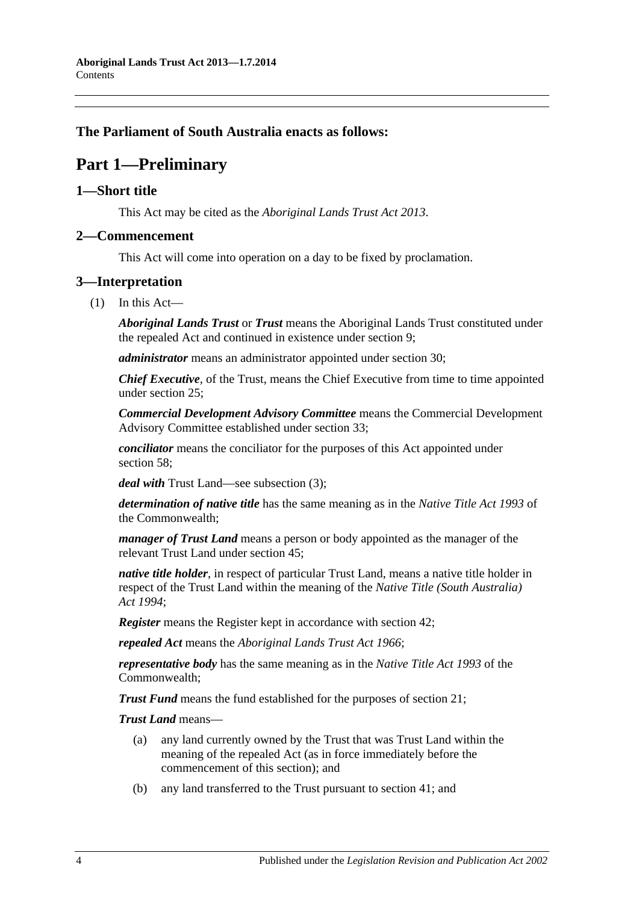## The Parliament of South Australia enacts as follows:

# Part 1—Preliminary

### 1—Short title

This Act may be cited as the *Aboriginal Lands Trust Act 2013*.

### 2—Commencement

This Act will come into operation on a day to be fixed by proclamation.

### 3—Interpretation

(1) In this Act—

***Aboriginal Lands Trust*** or ***Trust*** means the Aboriginal Lands Trust constituted under the repealed Act and continued in existence under section 9;

***administrator*** means an administrator appointed under section 30;

***Chief Executive***, of the Trust, means the Chief Executive from time to time appointed under section 25;

***Commercial Development Advisory Committee*** means the Commercial Development Advisory Committee established under section 33;

***conciliator*** means the conciliator for the purposes of this Act appointed under section 58;

***deal with*** Trust Land—see subsection (3);

***determination of native title*** has the same meaning as in the *Native Title Act 1993* of the Commonwealth;

***manager of Trust Land*** means a person or body appointed as the manager of the relevant Trust Land under section 45;

***native title holder***, in respect of particular Trust Land, means a native title holder in respect of the Trust Land within the meaning of the *Native Title (South Australia) Act 1994*;

***Register*** means the Register kept in accordance with section 42;

***repealed Act*** means the *Aboriginal Lands Trust Act 1966*;

***representative body*** has the same meaning as in the *Native Title Act 1993* of the Commonwealth;

***Trust Fund*** means the fund established for the purposes of section 21;

***Trust Land*** means—

(a) any land currently owned by the Trust that was Trust Land within the meaning of the repealed Act (as in force immediately before the commencement of this section); and

(b) any land transferred to the Trust pursuant to section 41; and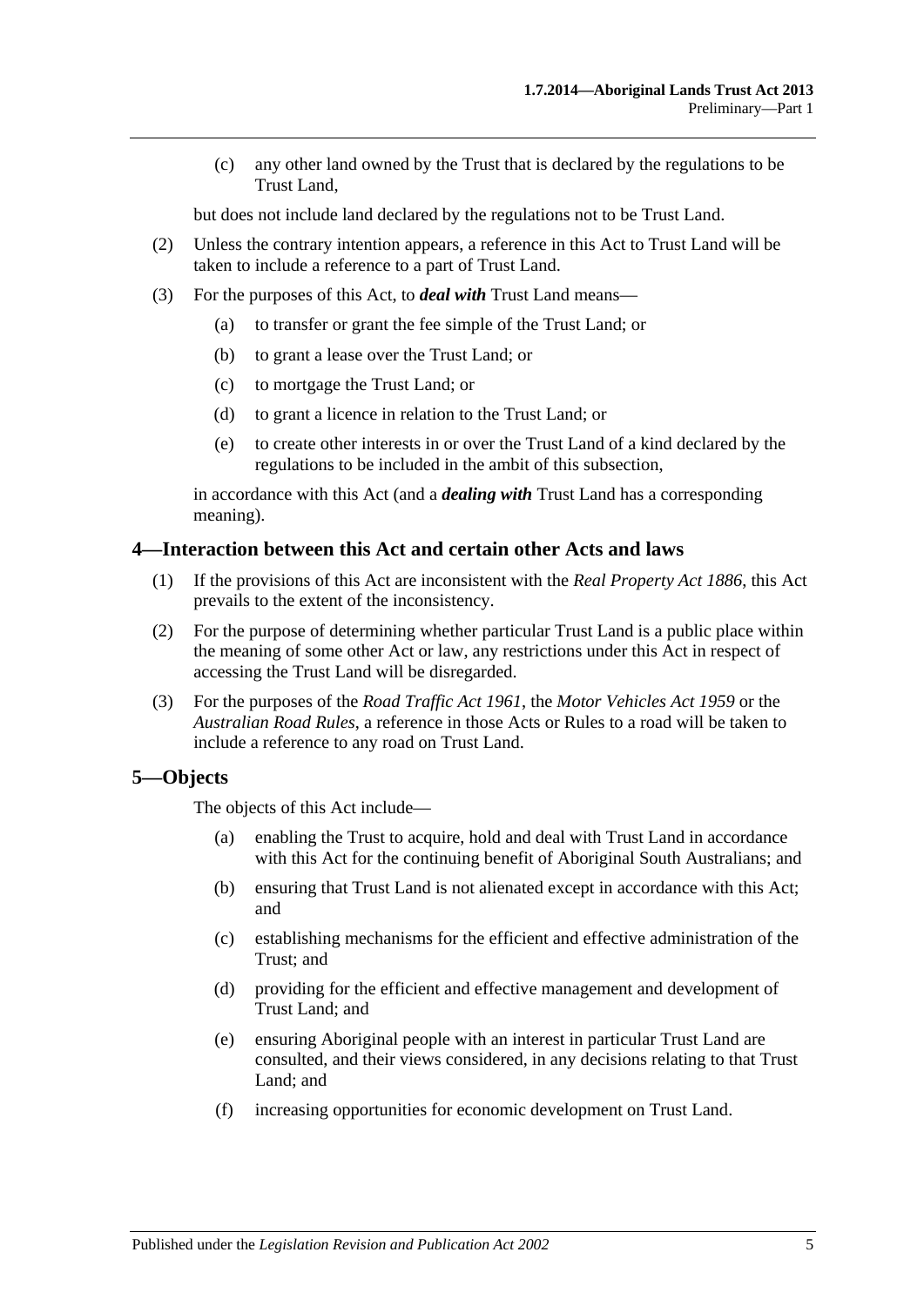(c) any other land owned by the Trust that is declared by the regulations to be Trust Land,

but does not include land declared by the regulations not to be Trust Land.

(2) Unless the contrary intention appears, a reference in this Act to Trust Land will be taken to include a reference to a part of Trust Land.

(3) For the purposes of this Act, to ***deal with*** Trust Land means—

(a) to transfer or grant the fee simple of the Trust Land; or

(b) to grant a lease over the Trust Land; or

(c) to mortgage the Trust Land; or

(d) to grant a licence in relation to the Trust Land; or

(e) to create other interests in or over the Trust Land of a kind declared by the regulations to be included in the ambit of this subsection,

in accordance with this Act (and a ***dealing with*** Trust Land has a corresponding meaning).

## 4—Interaction between this Act and certain other Acts and laws

(1) If the provisions of this Act are inconsistent with the *Real Property Act 1886*, this Act prevails to the extent of the inconsistency.

(2) For the purpose of determining whether particular Trust Land is a public place within the meaning of some other Act or law, any restrictions under this Act in respect of accessing the Trust Land will be disregarded.

(3) For the purposes of the *Road Traffic Act 1961*, the *Motor Vehicles Act 1959* or the *Australian Road Rules*, a reference in those Acts or Rules to a road will be taken to include a reference to any road on Trust Land.

## 5—Objects

The objects of this Act include—

(a) enabling the Trust to acquire, hold and deal with Trust Land in accordance with this Act for the continuing benefit of Aboriginal South Australians; and

(b) ensuring that Trust Land is not alienated except in accordance with this Act; and

(c) establishing mechanisms for the efficient and effective administration of the Trust; and

(d) providing for the efficient and effective management and development of Trust Land; and

(e) ensuring Aboriginal people with an interest in particular Trust Land are consulted, and their views considered, in any decisions relating to that Trust Land; and

(f) increasing opportunities for economic development on Trust Land.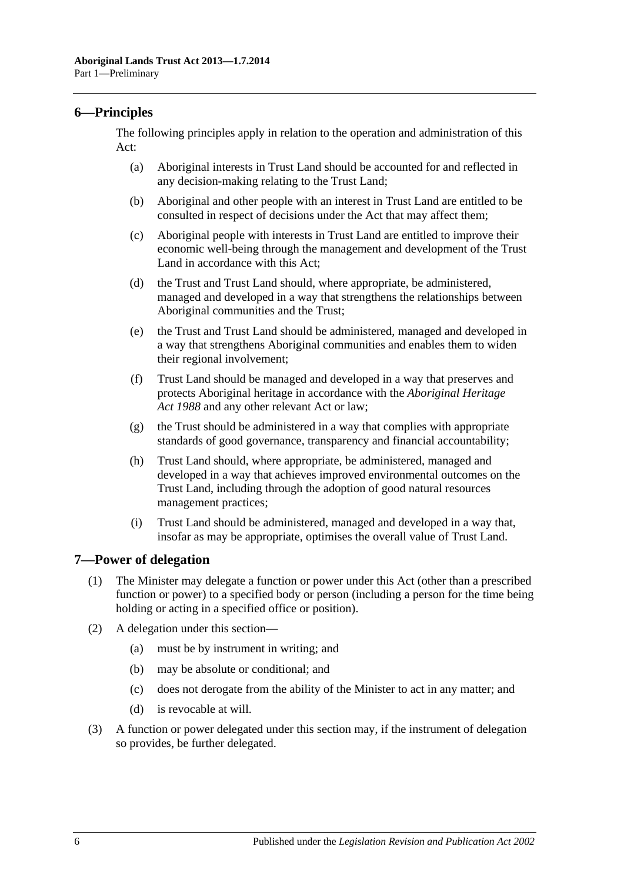## 6—Principles

The following principles apply in relation to the operation and administration of this Act:

- (a) Aboriginal interests in Trust Land should be accounted for and reflected in any decision-making relating to the Trust Land;
- (b) Aboriginal and other people with an interest in Trust Land are entitled to be consulted in respect of decisions under the Act that may affect them;
- (c) Aboriginal people with interests in Trust Land are entitled to improve their economic well-being through the management and development of the Trust Land in accordance with this Act;
- (d) the Trust and Trust Land should, where appropriate, be administered, managed and developed in a way that strengthens the relationships between Aboriginal communities and the Trust;
- (e) the Trust and Trust Land should be administered, managed and developed in a way that strengthens Aboriginal communities and enables them to widen their regional involvement;
- (f) Trust Land should be managed and developed in a way that preserves and protects Aboriginal heritage in accordance with the *Aboriginal Heritage Act 1988* and any other relevant Act or law;
- (g) the Trust should be administered in a way that complies with appropriate standards of good governance, transparency and financial accountability;
- (h) Trust Land should, where appropriate, be administered, managed and developed in a way that achieves improved environmental outcomes on the Trust Land, including through the adoption of good natural resources management practices;
- (i) Trust Land should be administered, managed and developed in a way that, insofar as may be appropriate, optimises the overall value of Trust Land.

## 7—Power of delegation

(1) The Minister may delegate a function or power under this Act (other than a prescribed function or power) to a specified body or person (including a person for the time being holding or acting in a specified office or position).

(2) A delegation under this section—

- (a) must be by instrument in writing; and
- (b) may be absolute or conditional; and
- (c) does not derogate from the ability of the Minister to act in any matter; and
- (d) is revocable at will.

(3) A function or power delegated under this section may, if the instrument of delegation so provides, be further delegated.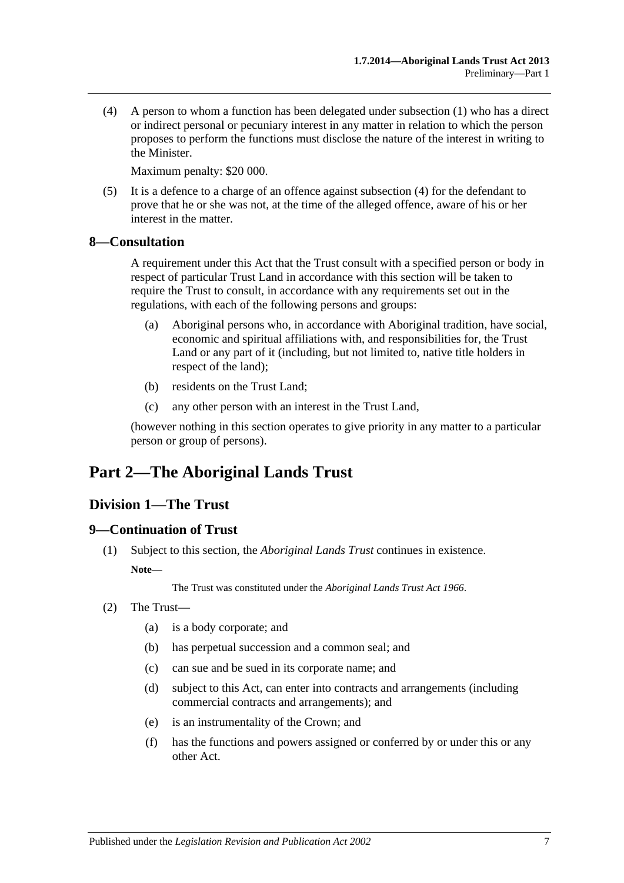(4) A person to whom a function has been delegated under subsection (1) who has a direct or indirect personal or pecuniary interest in any matter in relation to which the person proposes to perform the functions must disclose the nature of the interest in writing to the Minister.

Maximum penalty: $20 000.

(5) It is a defence to a charge of an offence against subsection (4) for the defendant to prove that he or she was not, at the time of the alleged offence, aware of his or her interest in the matter.

### 8—Consultation

A requirement under this Act that the Trust consult with a specified person or body in respect of particular Trust Land in accordance with this section will be taken to require the Trust to consult, in accordance with any requirements set out in the regulations, with each of the following persons and groups:

(a) Aboriginal persons who, in accordance with Aboriginal tradition, have social, economic and spiritual affiliations with, and responsibilities for, the Trust Land or any part of it (including, but not limited to, native title holders in respect of the land);

(b) residents on the Trust Land;

(c) any other person with an interest in the Trust Land,

(however nothing in this section operates to give priority in any matter to a particular person or group of persons).

# Part 2—The Aboriginal Lands Trust

## Division 1—The Trust

### 9—Continuation of Trust

(1) Subject to this section, the *Aboriginal Lands Trust* continues in existence.

**Note—**

The Trust was constituted under the *Aboriginal Lands Trust Act 1966*.

(2) The Trust—

(a) is a body corporate; and

(b) has perpetual succession and a common seal; and

(c) can sue and be sued in its corporate name; and

(d) subject to this Act, can enter into contracts and arrangements (including commercial contracts and arrangements); and

(e) is an instrumentality of the Crown; and

(f) has the functions and powers assigned or conferred by or under this or any other Act.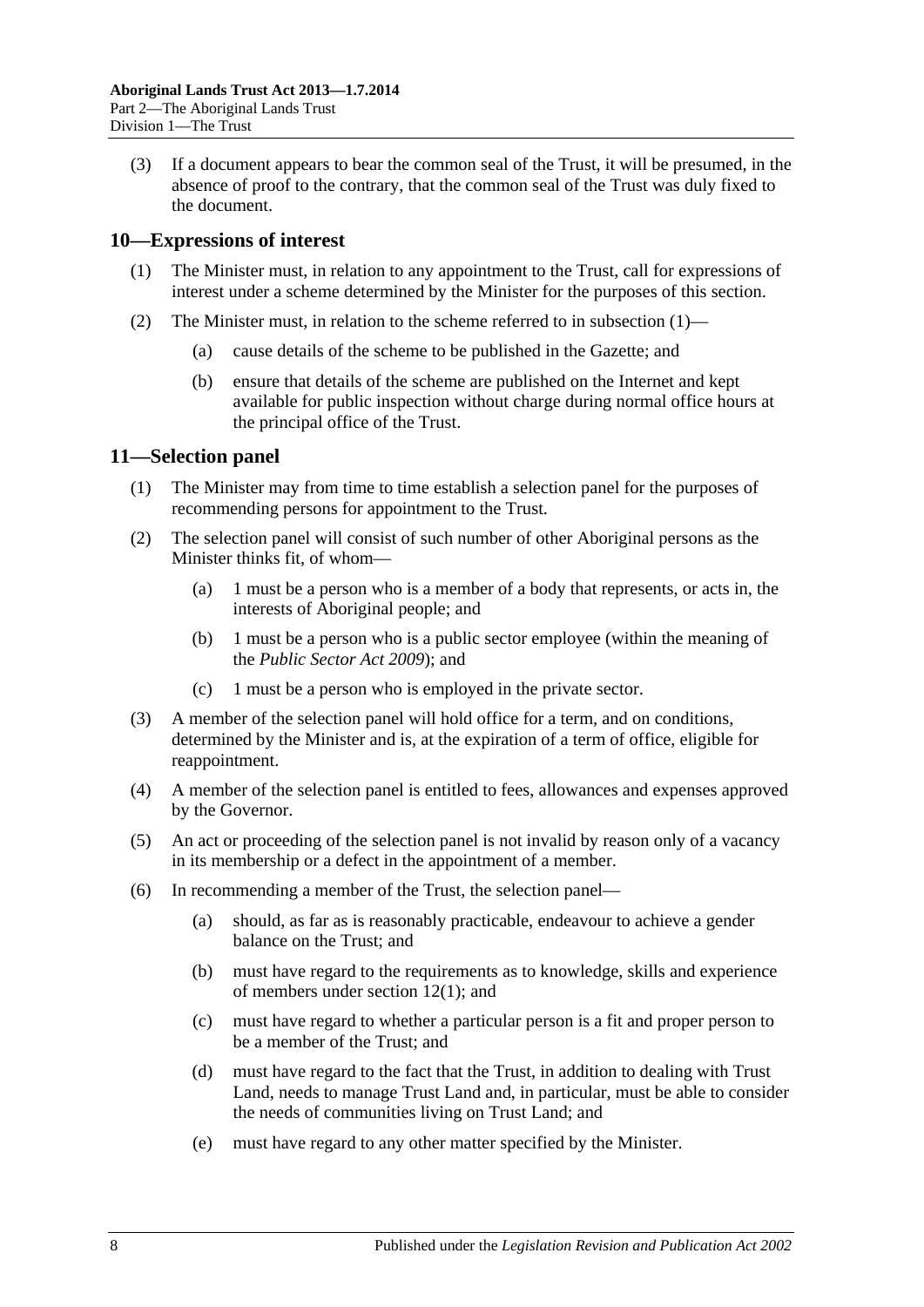(3) If a document appears to bear the common seal of the Trust, it will be presumed, in the absence of proof to the contrary, that the common seal of the Trust was duly fixed to the document.

## 10—Expressions of interest

(1) The Minister must, in relation to any appointment to the Trust, call for expressions of interest under a scheme determined by the Minister for the purposes of this section.

(2) The Minister must, in relation to the scheme referred to in subsection (1)—

(a) cause details of the scheme to be published in the Gazette; and

(b) ensure that details of the scheme are published on the Internet and kept available for public inspection without charge during normal office hours at the principal office of the Trust.

## 11—Selection panel

(1) The Minister may from time to time establish a selection panel for the purposes of recommending persons for appointment to the Trust.

(2) The selection panel will consist of such number of other Aboriginal persons as the Minister thinks fit, of whom—

(a) 1 must be a person who is a member of a body that represents, or acts in, the interests of Aboriginal people; and

(b) 1 must be a person who is a public sector employee (within the meaning of the *Public Sector Act 2009*); and

(c) 1 must be a person who is employed in the private sector.

(3) A member of the selection panel will hold office for a term, and on conditions, determined by the Minister and is, at the expiration of a term of office, eligible for reappointment.

(4) A member of the selection panel is entitled to fees, allowances and expenses approved by the Governor.

(5) An act or proceeding of the selection panel is not invalid by reason only of a vacancy in its membership or a defect in the appointment of a member.

(6) In recommending a member of the Trust, the selection panel—

(a) should, as far as is reasonably practicable, endeavour to achieve a gender balance on the Trust; and

(b) must have regard to the requirements as to knowledge, skills and experience of members under section 12(1); and

(c) must have regard to whether a particular person is a fit and proper person to be a member of the Trust; and

(d) must have regard to the fact that the Trust, in addition to dealing with Trust Land, needs to manage Trust Land and, in particular, must be able to consider the needs of communities living on Trust Land; and

(e) must have regard to any other matter specified by the Minister.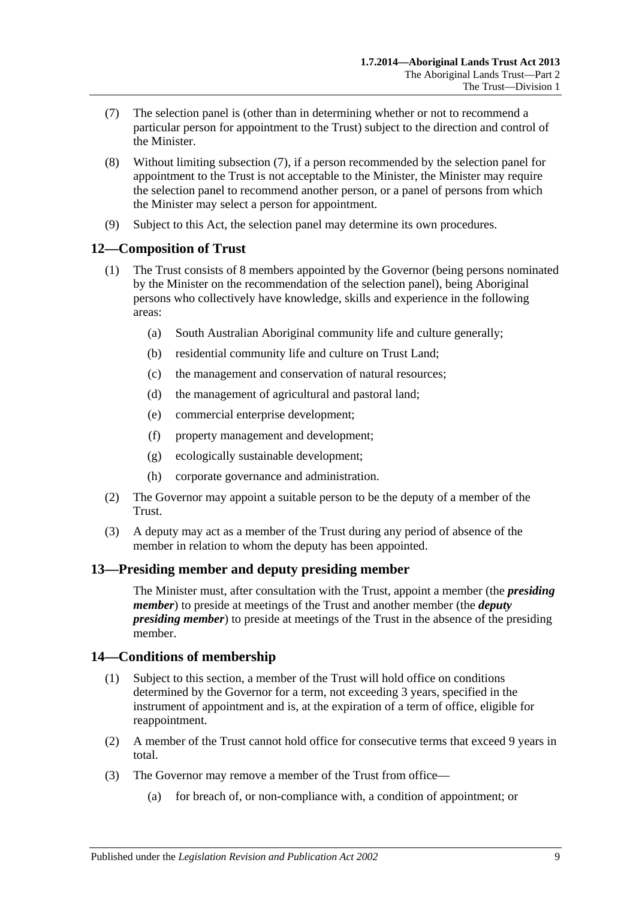(7) The selection panel is (other than in determining whether or not to recommend a particular person for appointment to the Trust) subject to the direction and control of the Minister.

(8) Without limiting subsection (7), if a person recommended by the selection panel for appointment to the Trust is not acceptable to the Minister, the Minister may require the selection panel to recommend another person, or a panel of persons from which the Minister may select a person for appointment.

(9) Subject to this Act, the selection panel may determine its own procedures.

## 12—Composition of Trust

(1) The Trust consists of 8 members appointed by the Governor (being persons nominated by the Minister on the recommendation of the selection panel), being Aboriginal persons who collectively have knowledge, skills and experience in the following areas:

- (a) South Australian Aboriginal community life and culture generally;
- (b) residential community life and culture on Trust Land;
- (c) the management and conservation of natural resources;
- (d) the management of agricultural and pastoral land;
- (e) commercial enterprise development;
- (f) property management and development;
- (g) ecologically sustainable development;
- (h) corporate governance and administration.

(2) The Governor may appoint a suitable person to be the deputy of a member of the Trust.

(3) A deputy may act as a member of the Trust during any period of absence of the member in relation to whom the deputy has been appointed.

## 13—Presiding member and deputy presiding member

The Minister must, after consultation with the Trust, appoint a member (the ***presiding member***) to preside at meetings of the Trust and another member (the ***deputy presiding member***) to preside at meetings of the Trust in the absence of the presiding member.

## 14—Conditions of membership

(1) Subject to this section, a member of the Trust will hold office on conditions determined by the Governor for a term, not exceeding 3 years, specified in the instrument of appointment and is, at the expiration of a term of office, eligible for reappointment.

(2) A member of the Trust cannot hold office for consecutive terms that exceed 9 years in total.

(3) The Governor may remove a member of the Trust from office—

- (a) for breach of, or non-compliance with, a condition of appointment; or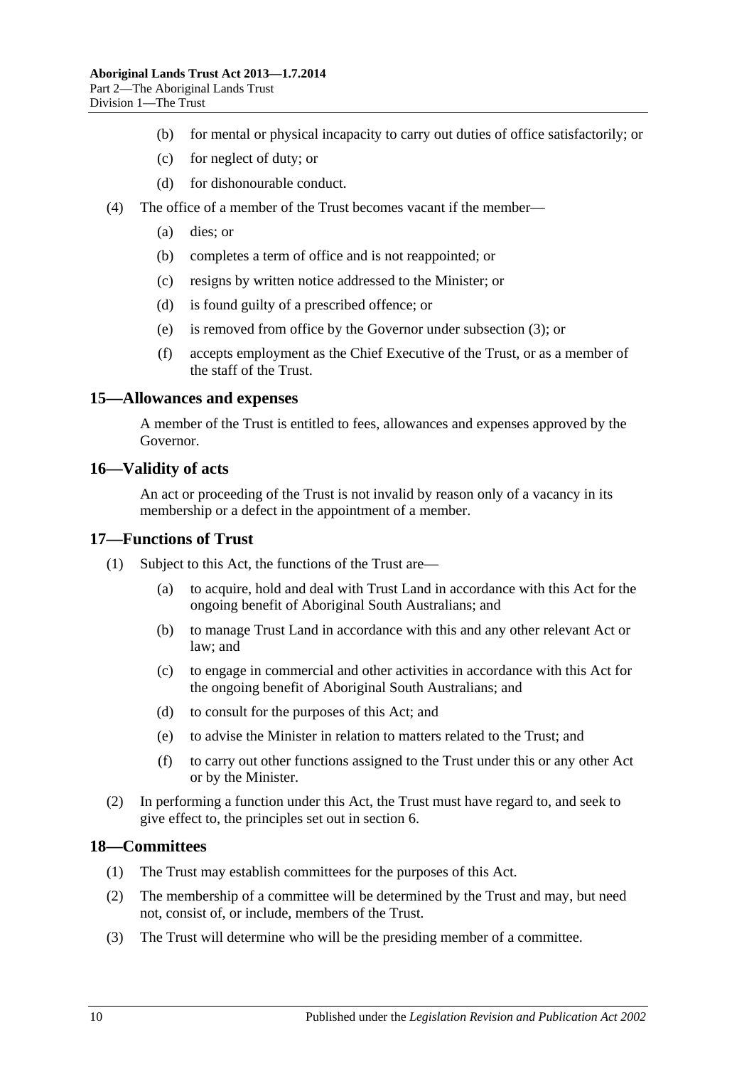(b) for mental or physical incapacity to carry out duties of office satisfactorily; or

(c) for neglect of duty; or

(d) for dishonourable conduct.

(4) The office of a member of the Trust becomes vacant if the member—

(a) dies; or

(b) completes a term of office and is not reappointed; or

(c) resigns by written notice addressed to the Minister; or

(d) is found guilty of a prescribed offence; or

(e) is removed from office by the Governor under subsection (3); or

(f) accepts employment as the Chief Executive of the Trust, or as a member of the staff of the Trust.

## 15—Allowances and expenses

A member of the Trust is entitled to fees, allowances and expenses approved by the Governor.

## 16—Validity of acts

An act or proceeding of the Trust is not invalid by reason only of a vacancy in its membership or a defect in the appointment of a member.

## 17—Functions of Trust

(1) Subject to this Act, the functions of the Trust are—

(a) to acquire, hold and deal with Trust Land in accordance with this Act for the ongoing benefit of Aboriginal South Australians; and

(b) to manage Trust Land in accordance with this and any other relevant Act or law; and

(c) to engage in commercial and other activities in accordance with this Act for the ongoing benefit of Aboriginal South Australians; and

(d) to consult for the purposes of this Act; and

(e) to advise the Minister in relation to matters related to the Trust; and

(f) to carry out other functions assigned to the Trust under this or any other Act or by the Minister.

(2) In performing a function under this Act, the Trust must have regard to, and seek to give effect to, the principles set out in section 6.

## 18—Committees

(1) The Trust may establish committees for the purposes of this Act.

(2) The membership of a committee will be determined by the Trust and may, but need not, consist of, or include, members of the Trust.

(3) The Trust will determine who will be the presiding member of a committee.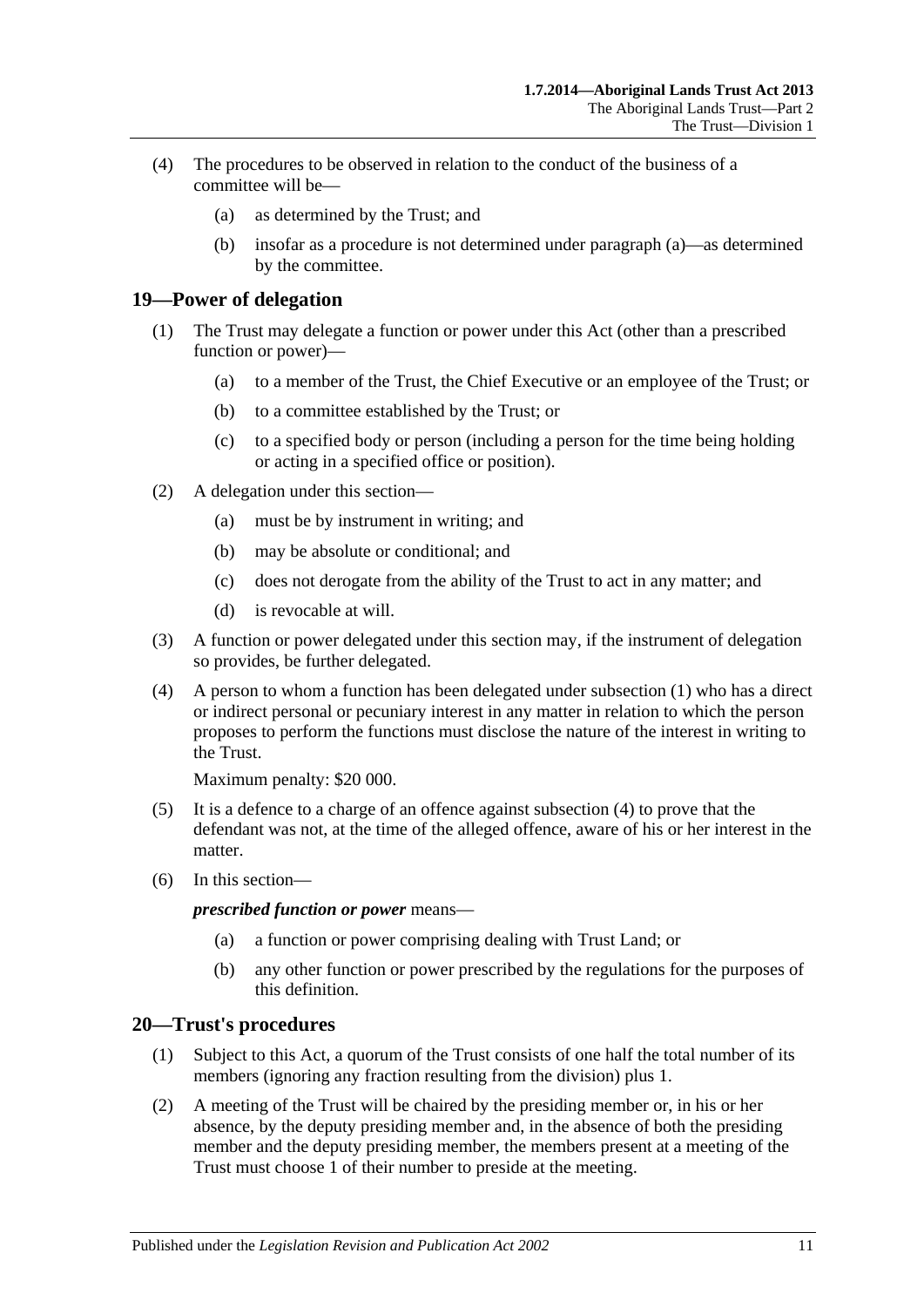(4) The procedures to be observed in relation to the conduct of the business of a committee will be—

(a) as determined by the Trust; and

(b) insofar as a procedure is not determined under paragraph (a)—as determined by the committee.

## 19—Power of delegation

(1) The Trust may delegate a function or power under this Act (other than a prescribed function or power)—

(a) to a member of the Trust, the Chief Executive or an employee of the Trust; or

(b) to a committee established by the Trust; or

(c) to a specified body or person (including a person for the time being holding or acting in a specified office or position).

(2) A delegation under this section—

(a) must be by instrument in writing; and

(b) may be absolute or conditional; and

(c) does not derogate from the ability of the Trust to act in any matter; and

(d) is revocable at will.

(3) A function or power delegated under this section may, if the instrument of delegation so provides, be further delegated.

(4) A person to whom a function has been delegated under subsection (1) who has a direct or indirect personal or pecuniary interest in any matter in relation to which the person proposes to perform the functions must disclose the nature of the interest in writing to the Trust.

Maximum penalty: $20 000.

(5) It is a defence to a charge of an offence against subsection (4) to prove that the defendant was not, at the time of the alleged offence, aware of his or her interest in the matter.

(6) In this section—

***prescribed function or power*** means—

(a) a function or power comprising dealing with Trust Land; or

(b) any other function or power prescribed by the regulations for the purposes of this definition.

## 20—Trust's procedures

(1) Subject to this Act, a quorum of the Trust consists of one half the total number of its members (ignoring any fraction resulting from the division) plus 1.

(2) A meeting of the Trust will be chaired by the presiding member or, in his or her absence, by the deputy presiding member and, in the absence of both the presiding member and the deputy presiding member, the members present at a meeting of the Trust must choose 1 of their number to preside at the meeting.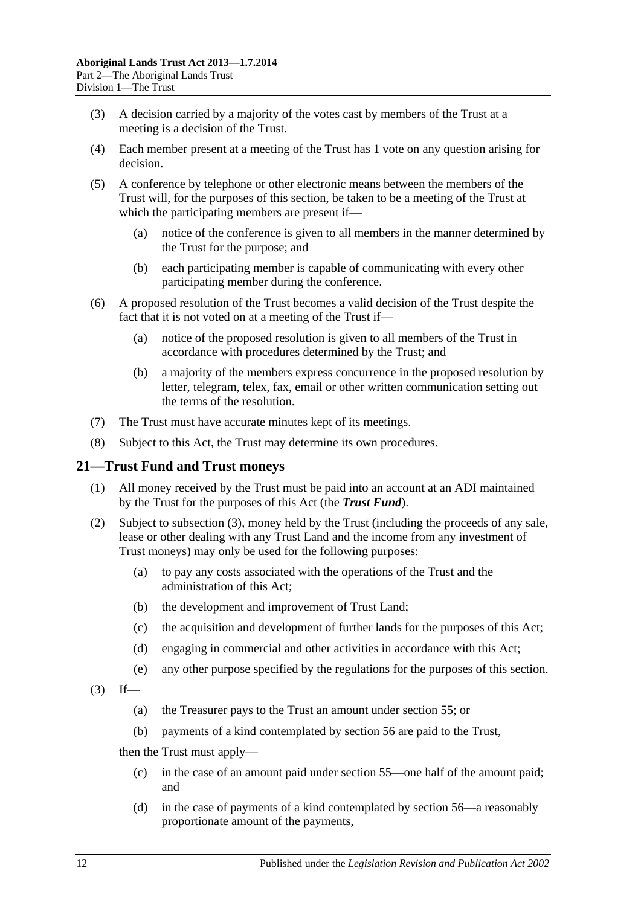(3) A decision carried by a majority of the votes cast by members of the Trust at a meeting is a decision of the Trust.

(4) Each member present at a meeting of the Trust has 1 vote on any question arising for decision.

(5) A conference by telephone or other electronic means between the members of the Trust will, for the purposes of this section, be taken to be a meeting of the Trust at which the participating members are present if—

  (a) notice of the conference is given to all members in the manner determined by the Trust for the purpose; and

  (b) each participating member is capable of communicating with every other participating member during the conference.

(6) A proposed resolution of the Trust becomes a valid decision of the Trust despite the fact that it is not voted on at a meeting of the Trust if—

  (a) notice of the proposed resolution is given to all members of the Trust in accordance with procedures determined by the Trust; and

  (b) a majority of the members express concurrence in the proposed resolution by letter, telegram, telex, fax, email or other written communication setting out the terms of the resolution.

(7) The Trust must have accurate minutes kept of its meetings.

(8) Subject to this Act, the Trust may determine its own procedures.

## 21—Trust Fund and Trust moneys

(1) All money received by the Trust must be paid into an account at an ADI maintained by the Trust for the purposes of this Act (the ***Trust Fund***).

(2) Subject to subsection (3), money held by the Trust (including the proceeds of any sale, lease or other dealing with any Trust Land and the income from any investment of Trust moneys) may only be used for the following purposes:

  (a) to pay any costs associated with the operations of the Trust and the administration of this Act;

  (b) the development and improvement of Trust Land;

  (c) the acquisition and development of further lands for the purposes of this Act;

  (d) engaging in commercial and other activities in accordance with this Act;

  (e) any other purpose specified by the regulations for the purposes of this section.

(3) If—

  (a) the Treasurer pays to the Trust an amount under section 55; or

  (b) payments of a kind contemplated by section 56 are paid to the Trust,

then the Trust must apply—

  (c) in the case of an amount paid under section 55—one half of the amount paid; and

  (d) in the case of payments of a kind contemplated by section 56—a reasonably proportionate amount of the payments,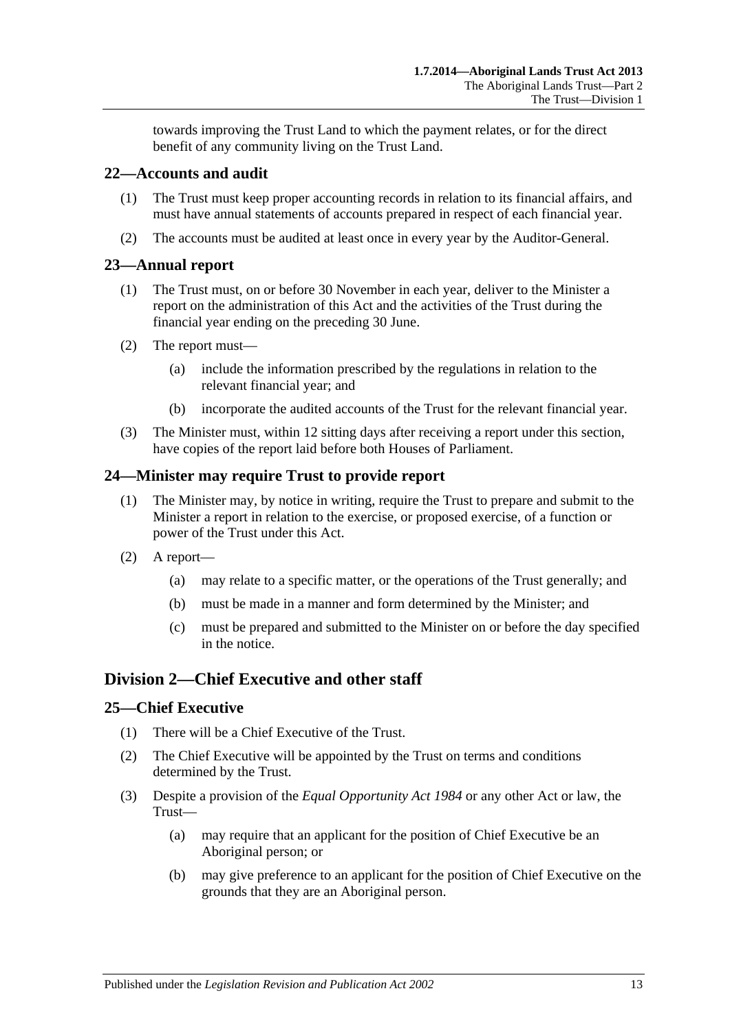towards improving the Trust Land to which the payment relates, or for the direct benefit of any community living on the Trust Land.

## 22—Accounts and audit

(1) The Trust must keep proper accounting records in relation to its financial affairs, and must have annual statements of accounts prepared in respect of each financial year.

(2) The accounts must be audited at least once in every year by the Auditor-General.

## 23—Annual report

(1) The Trust must, on or before 30 November in each year, deliver to the Minister a report on the administration of this Act and the activities of the Trust during the financial year ending on the preceding 30 June.

(2) The report must—

(a) include the information prescribed by the regulations in relation to the relevant financial year; and

(b) incorporate the audited accounts of the Trust for the relevant financial year.

(3) The Minister must, within 12 sitting days after receiving a report under this section, have copies of the report laid before both Houses of Parliament.

## 24—Minister may require Trust to provide report

(1) The Minister may, by notice in writing, require the Trust to prepare and submit to the Minister a report in relation to the exercise, or proposed exercise, of a function or power of the Trust under this Act.

(2) A report—

(a) may relate to a specific matter, or the operations of the Trust generally; and

(b) must be made in a manner and form determined by the Minister; and

(c) must be prepared and submitted to the Minister on or before the day specified in the notice.

# Division 2—Chief Executive and other staff

## 25—Chief Executive

(1) There will be a Chief Executive of the Trust.

(2) The Chief Executive will be appointed by the Trust on terms and conditions determined by the Trust.

(3) Despite a provision of the *Equal Opportunity Act 1984* or any other Act or law, the Trust—

(a) may require that an applicant for the position of Chief Executive be an Aboriginal person; or

(b) may give preference to an applicant for the position of Chief Executive on the grounds that they are an Aboriginal person.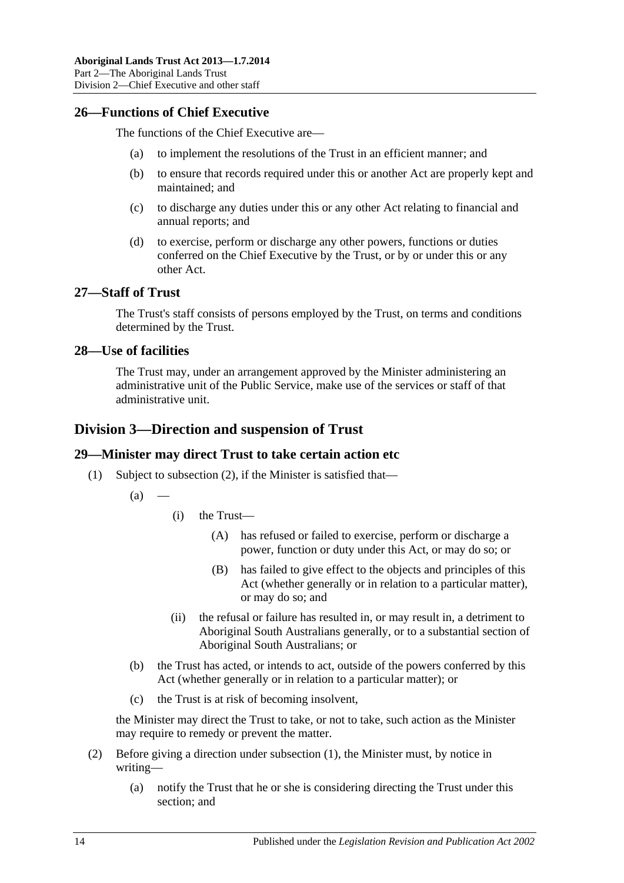### 26—Functions of Chief Executive

The functions of the Chief Executive are—

(a) to implement the resolutions of the Trust in an efficient manner; and

(b) to ensure that records required under this or another Act are properly kept and maintained; and

(c) to discharge any duties under this or any other Act relating to financial and annual reports; and

(d) to exercise, perform or discharge any other powers, functions or duties conferred on the Chief Executive by the Trust, or by or under this or any other Act.

### 27—Staff of Trust

The Trust's staff consists of persons employed by the Trust, on terms and conditions determined by the Trust.

### 28—Use of facilities

The Trust may, under an arrangement approved by the Minister administering an administrative unit of the Public Service, make use of the services or staff of that administrative unit.

## Division 3—Direction and suspension of Trust

### 29—Minister may direct Trust to take certain action etc

(1) Subject to subsection (2), if the Minister is satisfied that—

(a) —

(i) the Trust—

(A) has refused or failed to exercise, perform or discharge a power, function or duty under this Act, or may do so; or

(B) has failed to give effect to the objects and principles of this Act (whether generally or in relation to a particular matter), or may do so; and

(ii) the refusal or failure has resulted in, or may result in, a detriment to Aboriginal South Australians generally, or to a substantial section of Aboriginal South Australians; or

(b) the Trust has acted, or intends to act, outside of the powers conferred by this Act (whether generally or in relation to a particular matter); or

(c) the Trust is at risk of becoming insolvent,

the Minister may direct the Trust to take, or not to take, such action as the Minister may require to remedy or prevent the matter.

(2) Before giving a direction under subsection (1), the Minister must, by notice in writing—

(a) notify the Trust that he or she is considering directing the Trust under this section; and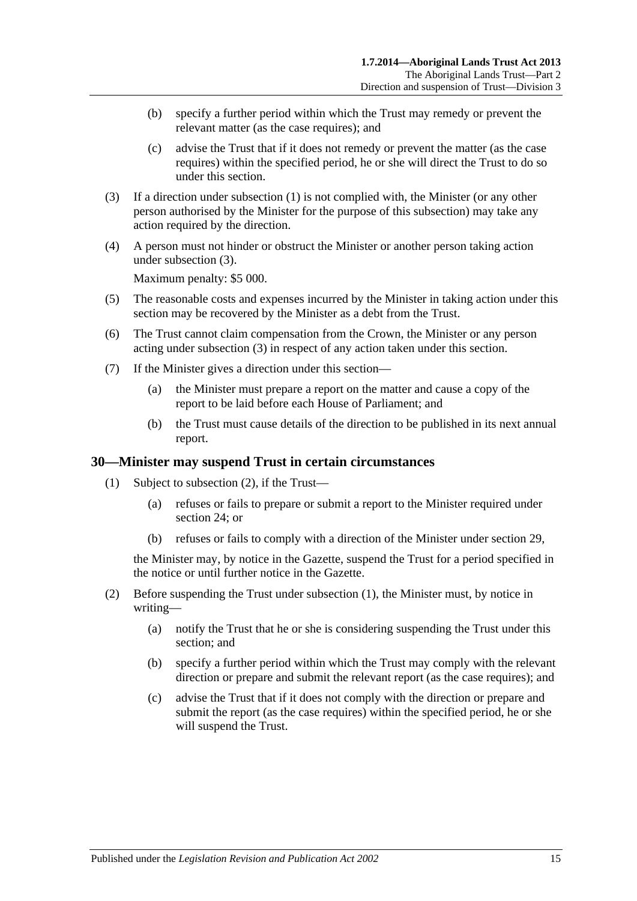(b) specify a further period within which the Trust may remedy or prevent the relevant matter (as the case requires); and

(c) advise the Trust that if it does not remedy or prevent the matter (as the case requires) within the specified period, he or she will direct the Trust to do so under this section.

(3) If a direction under subsection (1) is not complied with, the Minister (or any other person authorised by the Minister for the purpose of this subsection) may take any action required by the direction.

(4) A person must not hinder or obstruct the Minister or another person taking action under subsection (3).

Maximum penalty: $5 000.

(5) The reasonable costs and expenses incurred by the Minister in taking action under this section may be recovered by the Minister as a debt from the Trust.

(6) The Trust cannot claim compensation from the Crown, the Minister or any person acting under subsection (3) in respect of any action taken under this section.

(7) If the Minister gives a direction under this section—

(a) the Minister must prepare a report on the matter and cause a copy of the report to be laid before each House of Parliament; and

(b) the Trust must cause details of the direction to be published in its next annual report.

## 30—Minister may suspend Trust in certain circumstances

(1) Subject to subsection (2), if the Trust—

(a) refuses or fails to prepare or submit a report to the Minister required under section 24; or

(b) refuses or fails to comply with a direction of the Minister under section 29,

the Minister may, by notice in the Gazette, suspend the Trust for a period specified in the notice or until further notice in the Gazette.

(2) Before suspending the Trust under subsection (1), the Minister must, by notice in writing—

(a) notify the Trust that he or she is considering suspending the Trust under this section; and

(b) specify a further period within which the Trust may comply with the relevant direction or prepare and submit the relevant report (as the case requires); and

(c) advise the Trust that if it does not comply with the direction or prepare and submit the report (as the case requires) within the specified period, he or she will suspend the Trust.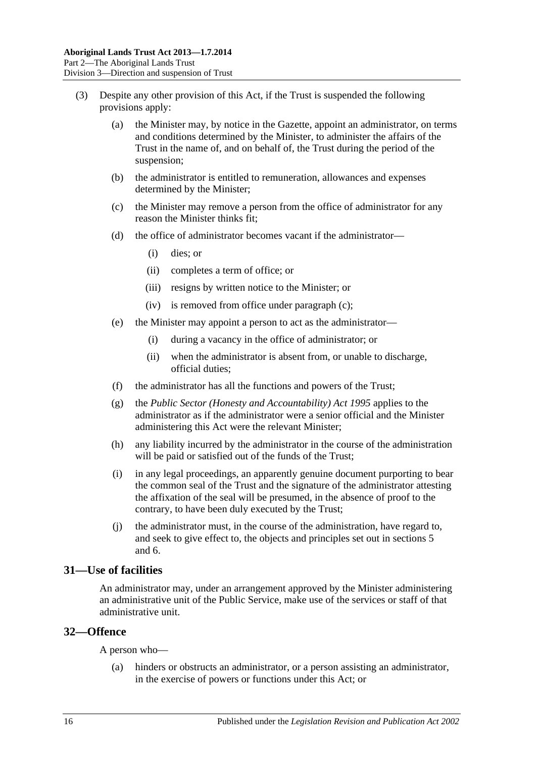(3) Despite any other provision of this Act, if the Trust is suspended the following provisions apply:

(a) the Minister may, by notice in the Gazette, appoint an administrator, on terms and conditions determined by the Minister, to administer the affairs of the Trust in the name of, and on behalf of, the Trust during the period of the suspension;

(b) the administrator is entitled to remuneration, allowances and expenses determined by the Minister;

(c) the Minister may remove a person from the office of administrator for any reason the Minister thinks fit;

(d) the office of administrator becomes vacant if the administrator—

(i) dies; or

(ii) completes a term of office; or

(iii) resigns by written notice to the Minister; or

(iv) is removed from office under paragraph (c);

(e) the Minister may appoint a person to act as the administrator—

(i) during a vacancy in the office of administrator; or

(ii) when the administrator is absent from, or unable to discharge, official duties;

(f) the administrator has all the functions and powers of the Trust;

(g) the *Public Sector (Honesty and Accountability) Act 1995* applies to the administrator as if the administrator were a senior official and the Minister administering this Act were the relevant Minister;

(h) any liability incurred by the administrator in the course of the administration will be paid or satisfied out of the funds of the Trust;

(i) in any legal proceedings, an apparently genuine document purporting to bear the common seal of the Trust and the signature of the administrator attesting the affixation of the seal will be presumed, in the absence of proof to the contrary, to have been duly executed by the Trust;

(j) the administrator must, in the course of the administration, have regard to, and seek to give effect to, the objects and principles set out in sections 5 and 6.

## 31—Use of facilities

An administrator may, under an arrangement approved by the Minister administering an administrative unit of the Public Service, make use of the services or staff of that administrative unit.

## 32—Offence

A person who—

(a) hinders or obstructs an administrator, or a person assisting an administrator, in the exercise of powers or functions under this Act; or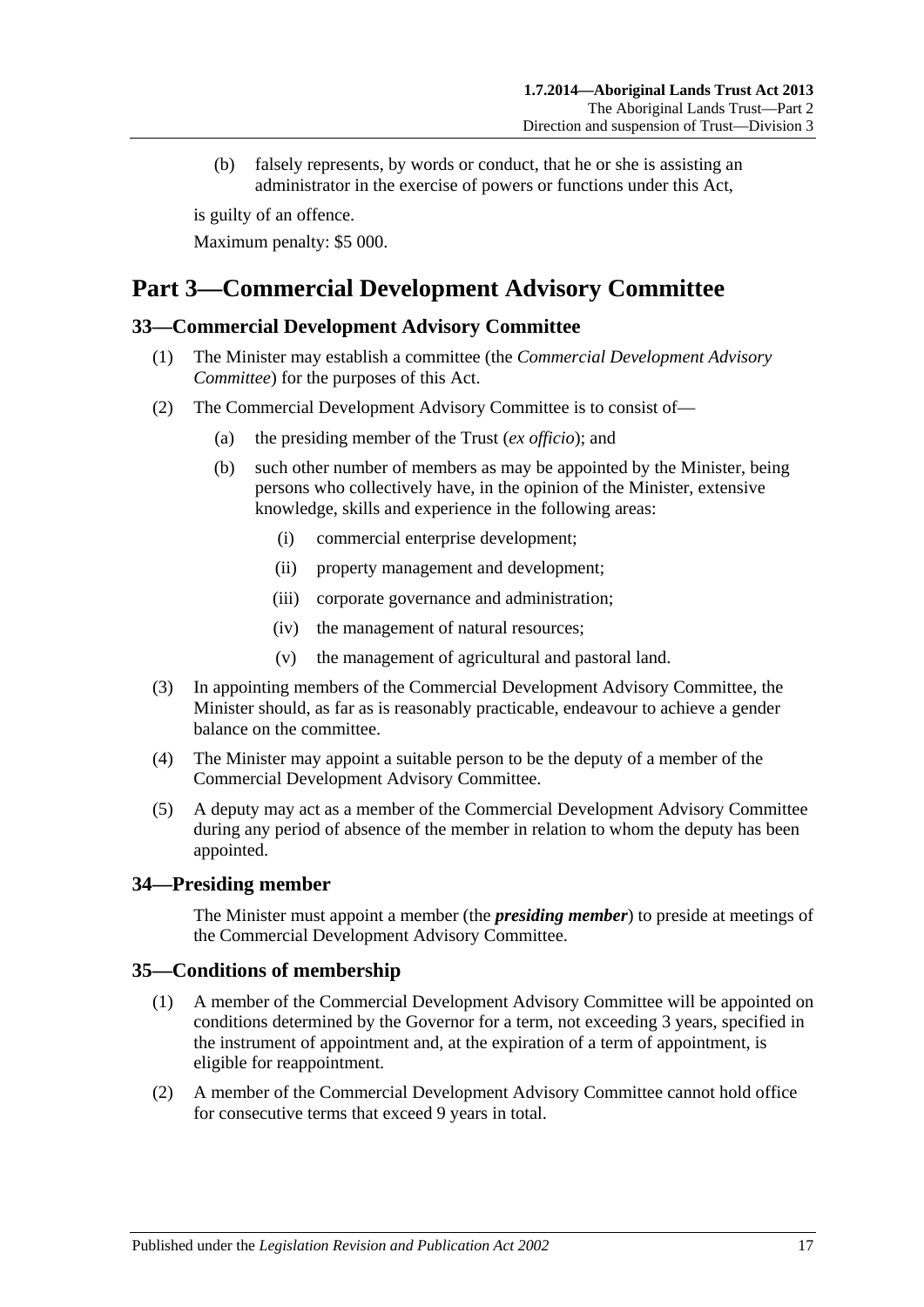(b) falsely represents, by words or conduct, that he or she is assisting an administrator in the exercise of powers or functions under this Act,

is guilty of an offence.

Maximum penalty: $5 000.

# Part 3—Commercial Development Advisory Committee

## 33—Commercial Development Advisory Committee

(1) The Minister may establish a committee (the *Commercial Development Advisory Committee*) for the purposes of this Act.

(2) The Commercial Development Advisory Committee is to consist of—

(a) the presiding member of the Trust (*ex officio*); and

(b) such other number of members as may be appointed by the Minister, being persons who collectively have, in the opinion of the Minister, extensive knowledge, skills and experience in the following areas:

(i) commercial enterprise development;

(ii) property management and development;

(iii) corporate governance and administration;

(iv) the management of natural resources;

(v) the management of agricultural and pastoral land.

(3) In appointing members of the Commercial Development Advisory Committee, the Minister should, as far as is reasonably practicable, endeavour to achieve a gender balance on the committee.

(4) The Minister may appoint a suitable person to be the deputy of a member of the Commercial Development Advisory Committee.

(5) A deputy may act as a member of the Commercial Development Advisory Committee during any period of absence of the member in relation to whom the deputy has been appointed.

## 34—Presiding member

The Minister must appoint a member (the ***presiding member***) to preside at meetings of the Commercial Development Advisory Committee.

## 35—Conditions of membership

(1) A member of the Commercial Development Advisory Committee will be appointed on conditions determined by the Governor for a term, not exceeding 3 years, specified in the instrument of appointment and, at the expiration of a term of appointment, is eligible for reappointment.

(2) A member of the Commercial Development Advisory Committee cannot hold office for consecutive terms that exceed 9 years in total.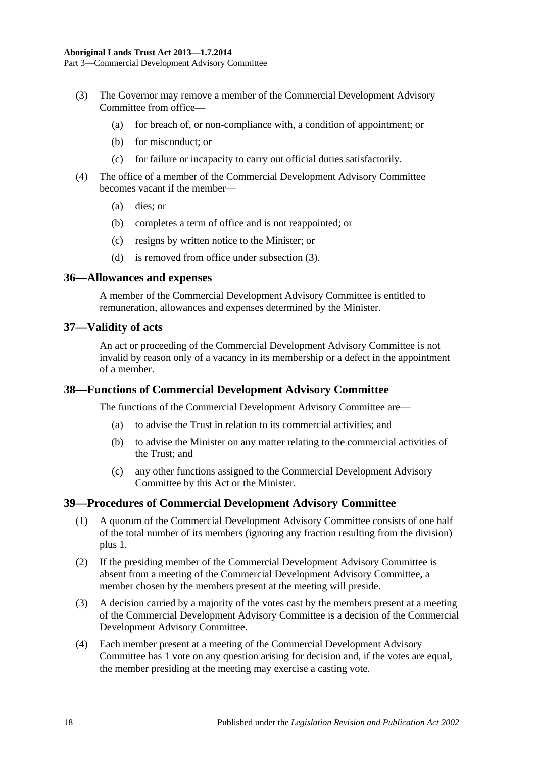(3) The Governor may remove a member of the Commercial Development Advisory Committee from office—

  (a) for breach of, or non-compliance with, a condition of appointment; or

  (b) for misconduct; or

  (c) for failure or incapacity to carry out official duties satisfactorily.

(4) The office of a member of the Commercial Development Advisory Committee becomes vacant if the member—

  (a) dies; or

  (b) completes a term of office and is not reappointed; or

  (c) resigns by written notice to the Minister; or

  (d) is removed from office under subsection (3).

## 36—Allowances and expenses

A member of the Commercial Development Advisory Committee is entitled to remuneration, allowances and expenses determined by the Minister.

## 37—Validity of acts

An act or proceeding of the Commercial Development Advisory Committee is not invalid by reason only of a vacancy in its membership or a defect in the appointment of a member.

## 38—Functions of Commercial Development Advisory Committee

The functions of the Commercial Development Advisory Committee are—

  (a) to advise the Trust in relation to its commercial activities; and

  (b) to advise the Minister on any matter relating to the commercial activities of the Trust; and

  (c) any other functions assigned to the Commercial Development Advisory Committee by this Act or the Minister.

## 39—Procedures of Commercial Development Advisory Committee

(1) A quorum of the Commercial Development Advisory Committee consists of one half of the total number of its members (ignoring any fraction resulting from the division) plus 1.

(2) If the presiding member of the Commercial Development Advisory Committee is absent from a meeting of the Commercial Development Advisory Committee, a member chosen by the members present at the meeting will preside.

(3) A decision carried by a majority of the votes cast by the members present at a meeting of the Commercial Development Advisory Committee is a decision of the Commercial Development Advisory Committee.

(4) Each member present at a meeting of the Commercial Development Advisory Committee has 1 vote on any question arising for decision and, if the votes are equal, the member presiding at the meeting may exercise a casting vote.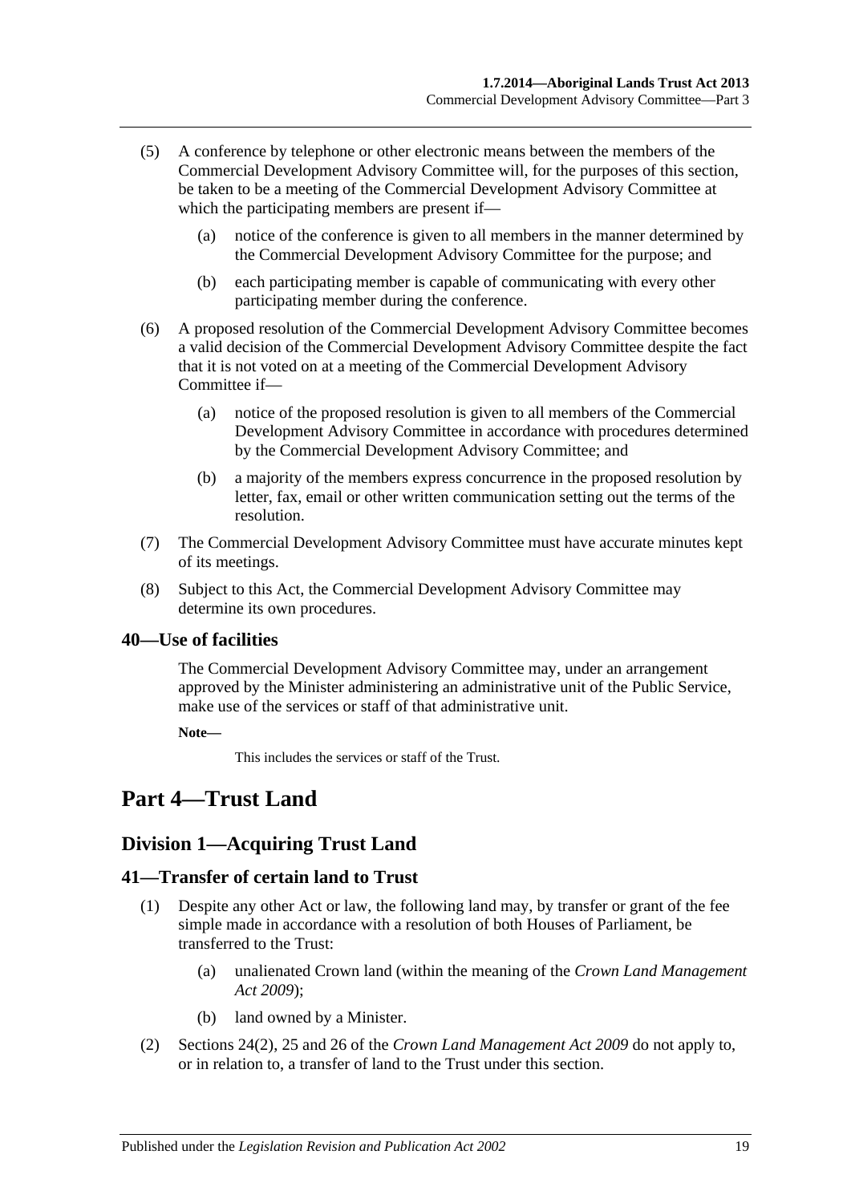(5) A conference by telephone or other electronic means between the members of the Commercial Development Advisory Committee will, for the purposes of this section, be taken to be a meeting of the Commercial Development Advisory Committee at which the participating members are present if—

(a) notice of the conference is given to all members in the manner determined by the Commercial Development Advisory Committee for the purpose; and

(b) each participating member is capable of communicating with every other participating member during the conference.

(6) A proposed resolution of the Commercial Development Advisory Committee becomes a valid decision of the Commercial Development Advisory Committee despite the fact that it is not voted on at a meeting of the Commercial Development Advisory Committee if—

(a) notice of the proposed resolution is given to all members of the Commercial Development Advisory Committee in accordance with procedures determined by the Commercial Development Advisory Committee; and

(b) a majority of the members express concurrence in the proposed resolution by letter, fax, email or other written communication setting out the terms of the resolution.

(7) The Commercial Development Advisory Committee must have accurate minutes kept of its meetings.

(8) Subject to this Act, the Commercial Development Advisory Committee may determine its own procedures.

### 40—Use of facilities

The Commercial Development Advisory Committee may, under an arrangement approved by the Minister administering an administrative unit of the Public Service, make use of the services or staff of that administrative unit.

**Note—**

This includes the services or staff of the Trust.

# Part 4—Trust Land

## Division 1—Acquiring Trust Land

### 41—Transfer of certain land to Trust

(1) Despite any other Act or law, the following land may, by transfer or grant of the fee simple made in accordance with a resolution of both Houses of Parliament, be transferred to the Trust:

(a) unalienated Crown land (within the meaning of the *Crown Land Management Act 2009*);

(b) land owned by a Minister.

(2) Sections 24(2), 25 and 26 of the *Crown Land Management Act 2009* do not apply to, or in relation to, a transfer of land to the Trust under this section.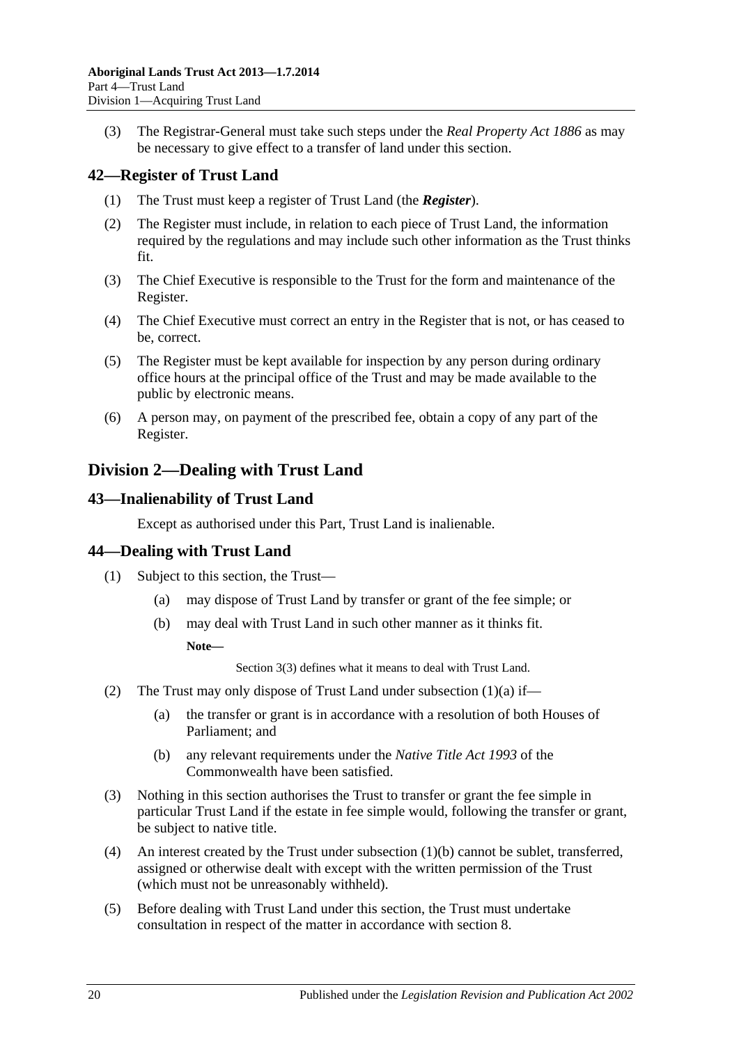(3) The Registrar-General must take such steps under the *Real Property Act 1886* as may be necessary to give effect to a transfer of land under this section.

## 42—Register of Trust Land

(1) The Trust must keep a register of Trust Land (the ***Register***).

(2) The Register must include, in relation to each piece of Trust Land, the information required by the regulations and may include such other information as the Trust thinks fit.

(3) The Chief Executive is responsible to the Trust for the form and maintenance of the Register.

(4) The Chief Executive must correct an entry in the Register that is not, or has ceased to be, correct.

(5) The Register must be kept available for inspection by any person during ordinary office hours at the principal office of the Trust and may be made available to the public by electronic means.

(6) A person may, on payment of the prescribed fee, obtain a copy of any part of the Register.

# Division 2—Dealing with Trust Land

## 43—Inalienability of Trust Land

Except as authorised under this Part, Trust Land is inalienable.

## 44—Dealing with Trust Land

(1) Subject to this section, the Trust—

(a) may dispose of Trust Land by transfer or grant of the fee simple; or

(b) may deal with Trust Land in such other manner as it thinks fit.

**Note—**

Section 3(3) defines what it means to deal with Trust Land.

(2) The Trust may only dispose of Trust Land under subsection (1)(a) if—

(a) the transfer or grant is in accordance with a resolution of both Houses of Parliament; and

(b) any relevant requirements under the *Native Title Act 1993* of the Commonwealth have been satisfied.

(3) Nothing in this section authorises the Trust to transfer or grant the fee simple in particular Trust Land if the estate in fee simple would, following the transfer or grant, be subject to native title.

(4) An interest created by the Trust under subsection (1)(b) cannot be sublet, transferred, assigned or otherwise dealt with except with the written permission of the Trust (which must not be unreasonably withheld).

(5) Before dealing with Trust Land under this section, the Trust must undertake consultation in respect of the matter in accordance with section 8.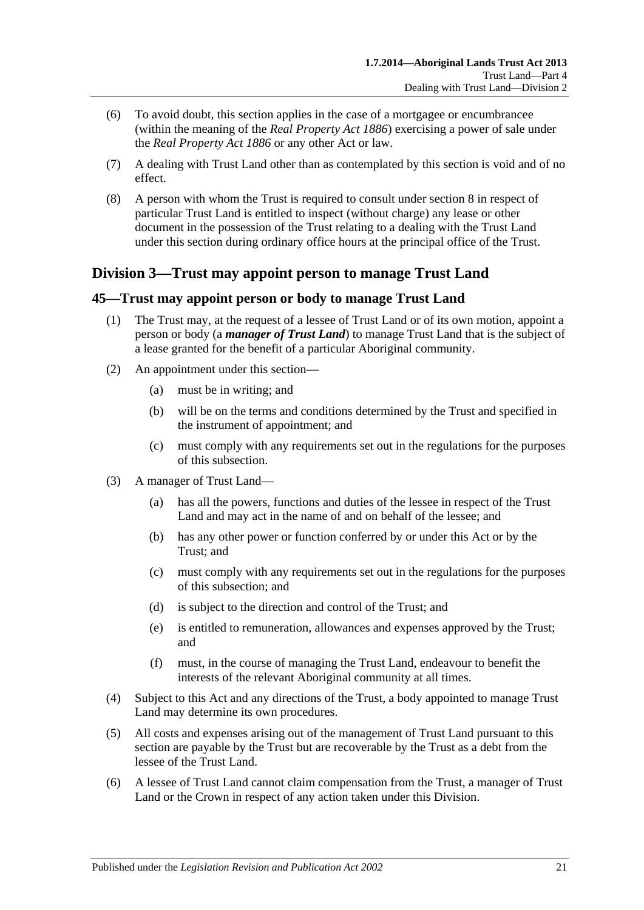(6) To avoid doubt, this section applies in the case of a mortgagee or encumbrancee (within the meaning of the *Real Property Act 1886*) exercising a power of sale under the *Real Property Act 1886* or any other Act or law.

(7) A dealing with Trust Land other than as contemplated by this section is void and of no effect.

(8) A person with whom the Trust is required to consult under section 8 in respect of particular Trust Land is entitled to inspect (without charge) any lease or other document in the possession of the Trust relating to a dealing with the Trust Land under this section during ordinary office hours at the principal office of the Trust.

## Division 3—Trust may appoint person to manage Trust Land

### 45—Trust may appoint person or body to manage Trust Land

(1) The Trust may, at the request of a lessee of Trust Land or of its own motion, appoint a person or body (a ***manager of Trust Land***) to manage Trust Land that is the subject of a lease granted for the benefit of a particular Aboriginal community.

(2) An appointment under this section—

(a) must be in writing; and

(b) will be on the terms and conditions determined by the Trust and specified in the instrument of appointment; and

(c) must comply with any requirements set out in the regulations for the purposes of this subsection.

(3) A manager of Trust Land—

(a) has all the powers, functions and duties of the lessee in respect of the Trust Land and may act in the name of and on behalf of the lessee; and

(b) has any other power or function conferred by or under this Act or by the Trust; and

(c) must comply with any requirements set out in the regulations for the purposes of this subsection; and

(d) is subject to the direction and control of the Trust; and

(e) is entitled to remuneration, allowances and expenses approved by the Trust; and

(f) must, in the course of managing the Trust Land, endeavour to benefit the interests of the relevant Aboriginal community at all times.

(4) Subject to this Act and any directions of the Trust, a body appointed to manage Trust Land may determine its own procedures.

(5) All costs and expenses arising out of the management of Trust Land pursuant to this section are payable by the Trust but are recoverable by the Trust as a debt from the lessee of the Trust Land.

(6) A lessee of Trust Land cannot claim compensation from the Trust, a manager of Trust Land or the Crown in respect of any action taken under this Division.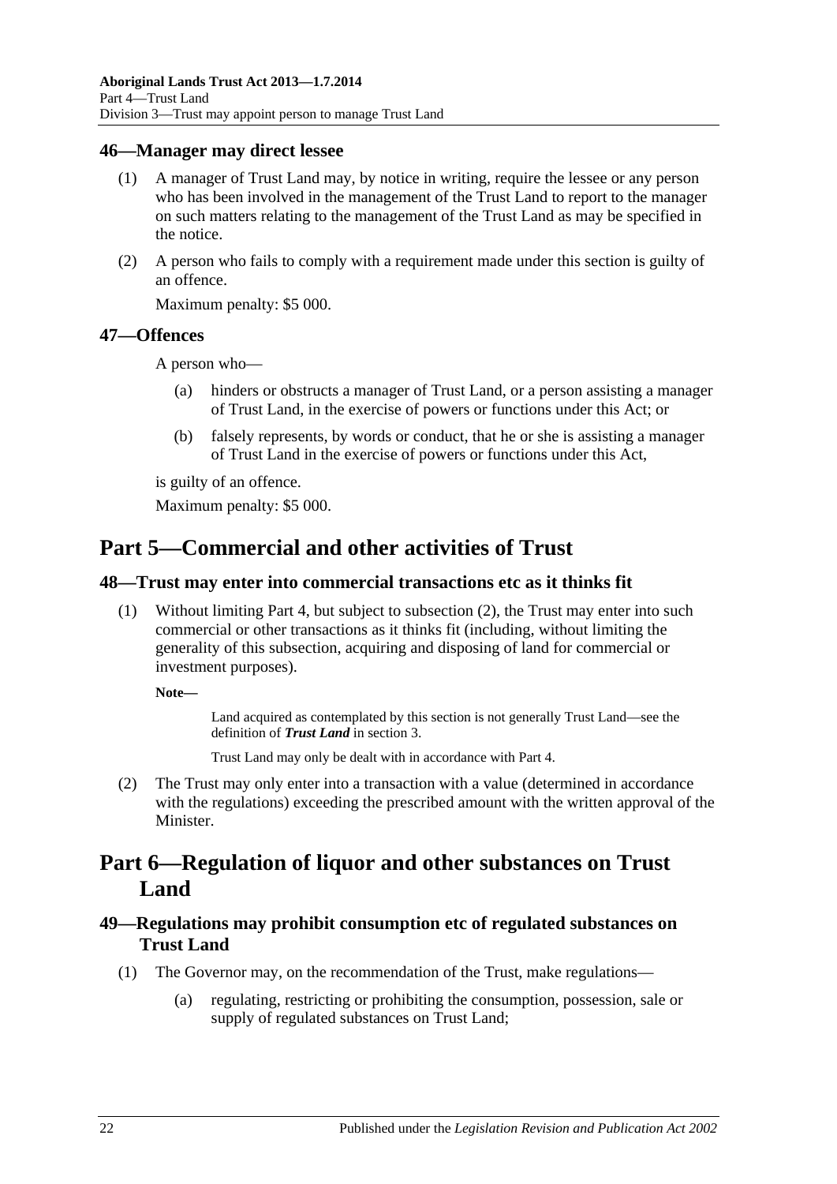### 46—Manager may direct lessee

(1) A manager of Trust Land may, by notice in writing, require the lessee or any person who has been involved in the management of the Trust Land to report to the manager on such matters relating to the management of the Trust Land as may be specified in the notice.

(2) A person who fails to comply with a requirement made under this section is guilty of an offence.

Maximum penalty: $5 000.

### 47—Offences

A person who—

(a) hinders or obstructs a manager of Trust Land, or a person assisting a manager of Trust Land, in the exercise of powers or functions under this Act; or

(b) falsely represents, by words or conduct, that he or she is assisting a manager of Trust Land in the exercise of powers or functions under this Act,

is guilty of an offence.

Maximum penalty: $5 000.

## Part 5—Commercial and other activities of Trust

### 48—Trust may enter into commercial transactions etc as it thinks fit

(1) Without limiting Part 4, but subject to subsection (2), the Trust may enter into such commercial or other transactions as it thinks fit (including, without limiting the generality of this subsection, acquiring and disposing of land for commercial or investment purposes).

**Note—**

Land acquired as contemplated by this section is not generally Trust Land—see the definition of ***Trust Land*** in section 3.

Trust Land may only be dealt with in accordance with Part 4.

(2) The Trust may only enter into a transaction with a value (determined in accordance with the regulations) exceeding the prescribed amount with the written approval of the Minister.

## Part 6—Regulation of liquor and other substances on Trust Land

### 49—Regulations may prohibit consumption etc of regulated substances on Trust Land

(1) The Governor may, on the recommendation of the Trust, make regulations—

(a) regulating, restricting or prohibiting the consumption, possession, sale or supply of regulated substances on Trust Land;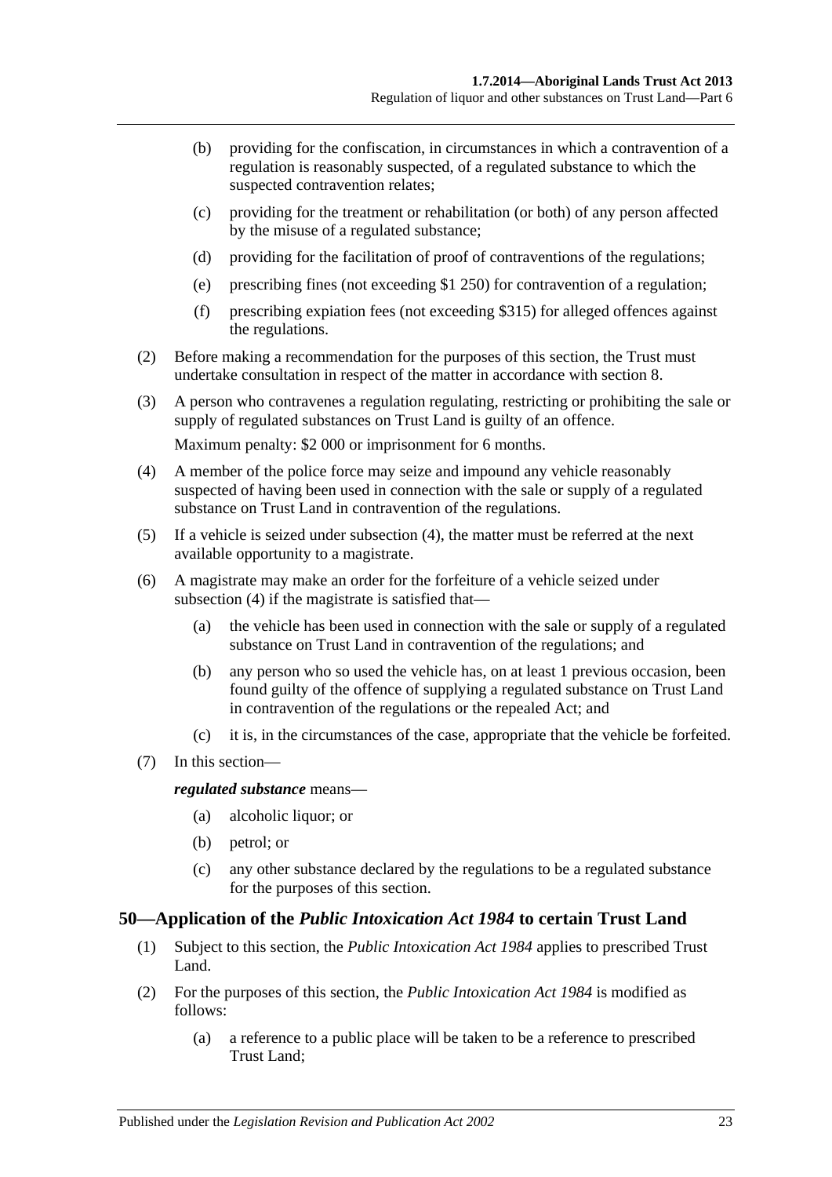(b) providing for the confiscation, in circumstances in which a contravention of a regulation is reasonably suspected, of a regulated substance to which the suspected contravention relates;

(c) providing for the treatment or rehabilitation (or both) of any person affected by the misuse of a regulated substance;

(d) providing for the facilitation of proof of contraventions of the regulations;

(e) prescribing fines (not exceeding $1 250) for contravention of a regulation;

(f) prescribing expiation fees (not exceeding $315) for alleged offences against the regulations.

(2) Before making a recommendation for the purposes of this section, the Trust must undertake consultation in respect of the matter in accordance with section 8.

(3) A person who contravenes a regulation regulating, restricting or prohibiting the sale or supply of regulated substances on Trust Land is guilty of an offence.

Maximum penalty: $2 000 or imprisonment for 6 months.

(4) A member of the police force may seize and impound any vehicle reasonably suspected of having been used in connection with the sale or supply of a regulated substance on Trust Land in contravention of the regulations.

(5) If a vehicle is seized under subsection (4), the matter must be referred at the next available opportunity to a magistrate.

(6) A magistrate may make an order for the forfeiture of a vehicle seized under subsection (4) if the magistrate is satisfied that—

(a) the vehicle has been used in connection with the sale or supply of a regulated substance on Trust Land in contravention of the regulations; and

(b) any person who so used the vehicle has, on at least 1 previous occasion, been found guilty of the offence of supplying a regulated substance on Trust Land in contravention of the regulations or the repealed Act; and

(c) it is, in the circumstances of the case, appropriate that the vehicle be forfeited.

(7) In this section—

***regulated substance*** means—

(a) alcoholic liquor; or

(b) petrol; or

(c) any other substance declared by the regulations to be a regulated substance for the purposes of this section.

## 50—Application of the *Public Intoxication Act 1984* to certain Trust Land

(1) Subject to this section, the *Public Intoxication Act 1984* applies to prescribed Trust Land.

(2) For the purposes of this section, the *Public Intoxication Act 1984* is modified as follows:

(a) a reference to a public place will be taken to be a reference to prescribed Trust Land;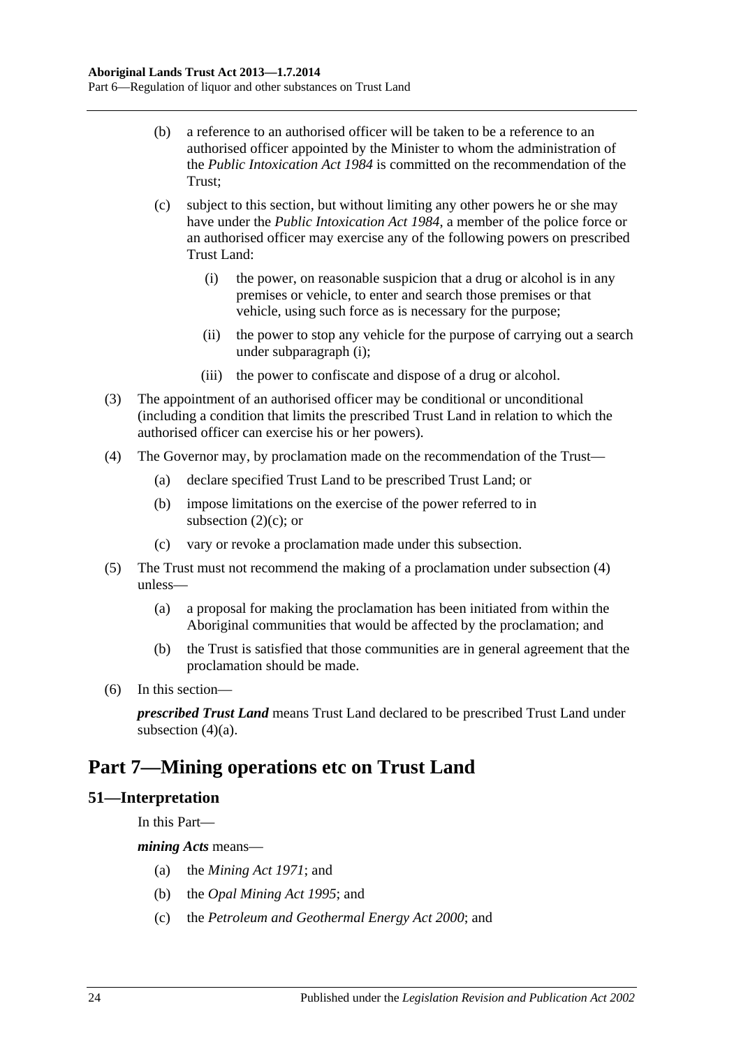(b) a reference to an authorised officer will be taken to be a reference to an authorised officer appointed by the Minister to whom the administration of the *Public Intoxication Act 1984* is committed on the recommendation of the Trust;

(c) subject to this section, but without limiting any other powers he or she may have under the *Public Intoxication Act 1984*, a member of the police force or an authorised officer may exercise any of the following powers on prescribed Trust Land:

(i) the power, on reasonable suspicion that a drug or alcohol is in any premises or vehicle, to enter and search those premises or that vehicle, using such force as is necessary for the purpose;

(ii) the power to stop any vehicle for the purpose of carrying out a search under subparagraph (i);

(iii) the power to confiscate and dispose of a drug or alcohol.

(3) The appointment of an authorised officer may be conditional or unconditional (including a condition that limits the prescribed Trust Land in relation to which the authorised officer can exercise his or her powers).

(4) The Governor may, by proclamation made on the recommendation of the Trust—

(a) declare specified Trust Land to be prescribed Trust Land; or

(b) impose limitations on the exercise of the power referred to in subsection (2)(c); or

(c) vary or revoke a proclamation made under this subsection.

(5) The Trust must not recommend the making of a proclamation under subsection (4) unless—

(a) a proposal for making the proclamation has been initiated from within the Aboriginal communities that would be affected by the proclamation; and

(b) the Trust is satisfied that those communities are in general agreement that the proclamation should be made.

(6) In this section—

***prescribed Trust Land*** means Trust Land declared to be prescribed Trust Land under subsection (4)(a).

# Part 7—Mining operations etc on Trust Land

## 51—Interpretation

In this Part—

***mining Acts*** means—

(a) the *Mining Act 1971*; and

(b) the *Opal Mining Act 1995*; and

(c) the *Petroleum and Geothermal Energy Act 2000*; and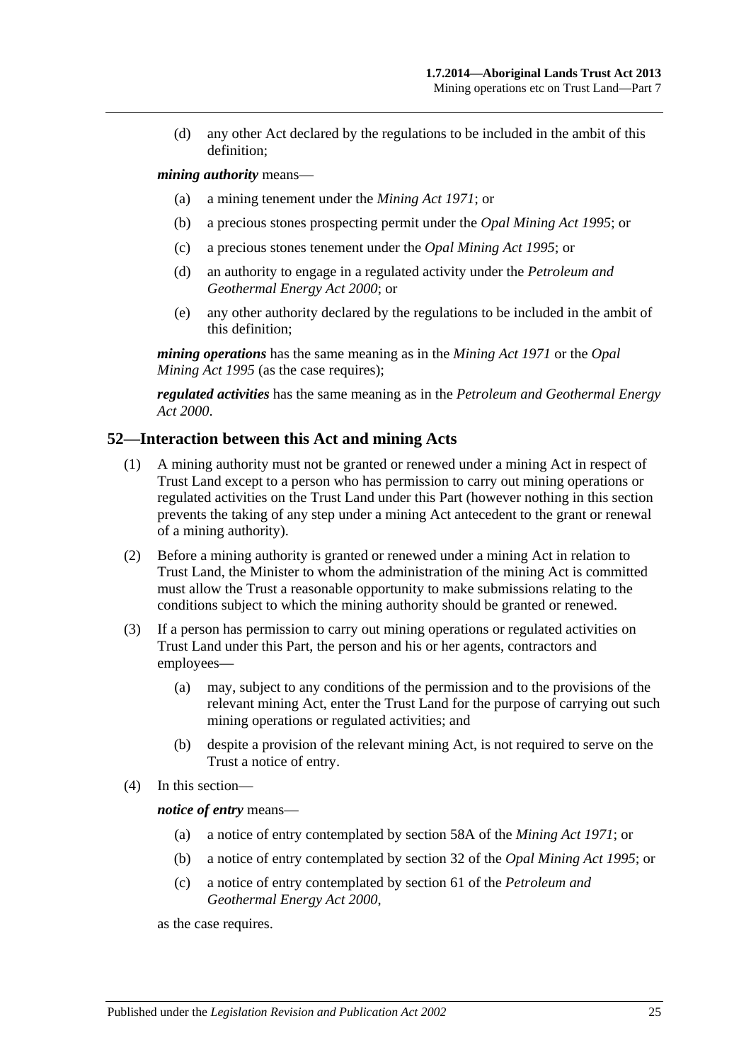(d) any other Act declared by the regulations to be included in the ambit of this definition;

***mining authority*** means—

(a) a mining tenement under the *Mining Act 1971*; or

(b) a precious stones prospecting permit under the *Opal Mining Act 1995*; or

(c) a precious stones tenement under the *Opal Mining Act 1995*; or

(d) an authority to engage in a regulated activity under the *Petroleum and Geothermal Energy Act 2000*; or

(e) any other authority declared by the regulations to be included in the ambit of this definition;

***mining operations*** has the same meaning as in the *Mining Act 1971* or the *Opal Mining Act 1995* (as the case requires);

***regulated activities*** has the same meaning as in the *Petroleum and Geothermal Energy Act 2000*.

## 52—Interaction between this Act and mining Acts

(1) A mining authority must not be granted or renewed under a mining Act in respect of Trust Land except to a person who has permission to carry out mining operations or regulated activities on the Trust Land under this Part (however nothing in this section prevents the taking of any step under a mining Act antecedent to the grant or renewal of a mining authority).

(2) Before a mining authority is granted or renewed under a mining Act in relation to Trust Land, the Minister to whom the administration of the mining Act is committed must allow the Trust a reasonable opportunity to make submissions relating to the conditions subject to which the mining authority should be granted or renewed.

(3) If a person has permission to carry out mining operations or regulated activities on Trust Land under this Part, the person and his or her agents, contractors and employees—

(a) may, subject to any conditions of the permission and to the provisions of the relevant mining Act, enter the Trust Land for the purpose of carrying out such mining operations or regulated activities; and

(b) despite a provision of the relevant mining Act, is not required to serve on the Trust a notice of entry.

(4) In this section—

***notice of entry*** means—

(a) a notice of entry contemplated by section 58A of the *Mining Act 1971*; or

(b) a notice of entry contemplated by section 32 of the *Opal Mining Act 1995*; or

(c) a notice of entry contemplated by section 61 of the *Petroleum and Geothermal Energy Act 2000*,

as the case requires.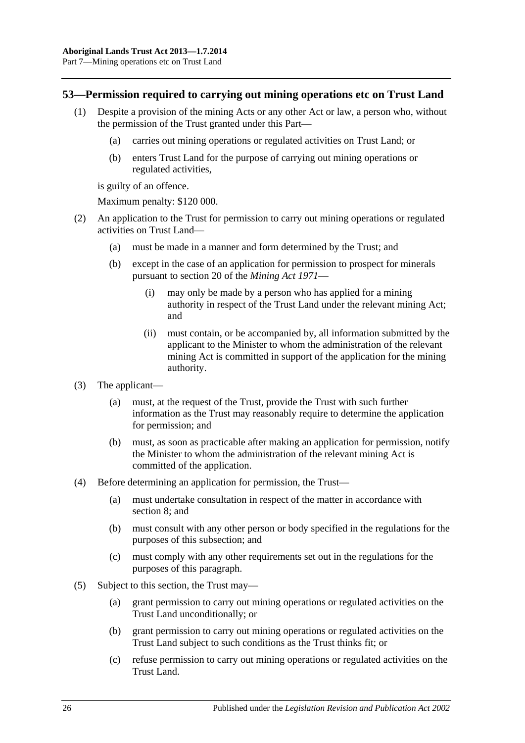## 53—Permission required to carrying out mining operations etc on Trust Land

(1) Despite a provision of the mining Acts or any other Act or law, a person who, without the permission of the Trust granted under this Part—

  (a) carries out mining operations or regulated activities on Trust Land; or

  (b) enters Trust Land for the purpose of carrying out mining operations or regulated activities,

is guilty of an offence.

Maximum penalty: $120 000.

(2) An application to the Trust for permission to carry out mining operations or regulated activities on Trust Land—

  (a) must be made in a manner and form determined by the Trust; and

  (b) except in the case of an application for permission to prospect for minerals pursuant to section 20 of the *Mining Act 1971*—

    (i) may only be made by a person who has applied for a mining authority in respect of the Trust Land under the relevant mining Act; and

    (ii) must contain, or be accompanied by, all information submitted by the applicant to the Minister to whom the administration of the relevant mining Act is committed in support of the application for the mining authority.

(3) The applicant—

  (a) must, at the request of the Trust, provide the Trust with such further information as the Trust may reasonably require to determine the application for permission; and

  (b) must, as soon as practicable after making an application for permission, notify the Minister to whom the administration of the relevant mining Act is committed of the application.

(4) Before determining an application for permission, the Trust—

  (a) must undertake consultation in respect of the matter in accordance with section 8; and

  (b) must consult with any other person or body specified in the regulations for the purposes of this subsection; and

  (c) must comply with any other requirements set out in the regulations for the purposes of this paragraph.

(5) Subject to this section, the Trust may—

  (a) grant permission to carry out mining operations or regulated activities on the Trust Land unconditionally; or

  (b) grant permission to carry out mining operations or regulated activities on the Trust Land subject to such conditions as the Trust thinks fit; or

  (c) refuse permission to carry out mining operations or regulated activities on the Trust Land.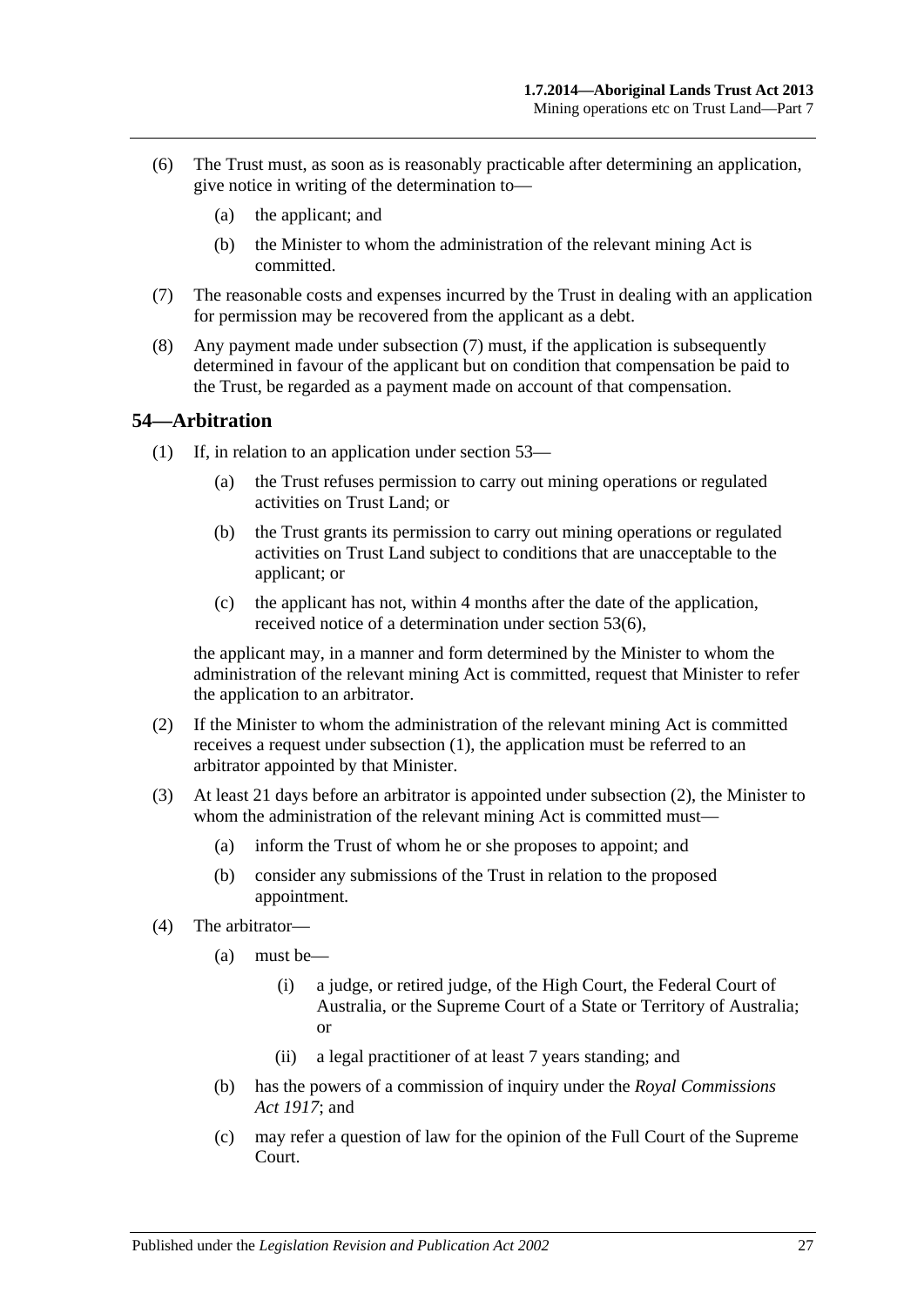(6) The Trust must, as soon as is reasonably practicable after determining an application, give notice in writing of the determination to—

(a) the applicant; and

(b) the Minister to whom the administration of the relevant mining Act is committed.

(7) The reasonable costs and expenses incurred by the Trust in dealing with an application for permission may be recovered from the applicant as a debt.

(8) Any payment made under subsection (7) must, if the application is subsequently determined in favour of the applicant but on condition that compensation be paid to the Trust, be regarded as a payment made on account of that compensation.

## 54—Arbitration

(1) If, in relation to an application under section 53—

(a) the Trust refuses permission to carry out mining operations or regulated activities on Trust Land; or

(b) the Trust grants its permission to carry out mining operations or regulated activities on Trust Land subject to conditions that are unacceptable to the applicant; or

(c) the applicant has not, within 4 months after the date of the application, received notice of a determination under section 53(6),

the applicant may, in a manner and form determined by the Minister to whom the administration of the relevant mining Act is committed, request that Minister to refer the application to an arbitrator.

(2) If the Minister to whom the administration of the relevant mining Act is committed receives a request under subsection (1), the application must be referred to an arbitrator appointed by that Minister.

(3) At least 21 days before an arbitrator is appointed under subsection (2), the Minister to whom the administration of the relevant mining Act is committed must—

(a) inform the Trust of whom he or she proposes to appoint; and

(b) consider any submissions of the Trust in relation to the proposed appointment.

(4) The arbitrator—

(a) must be—

(i) a judge, or retired judge, of the High Court, the Federal Court of Australia, or the Supreme Court of a State or Territory of Australia; or

(ii) a legal practitioner of at least 7 years standing; and

(b) has the powers of a commission of inquiry under the *Royal Commissions Act 1917*; and

(c) may refer a question of law for the opinion of the Full Court of the Supreme Court.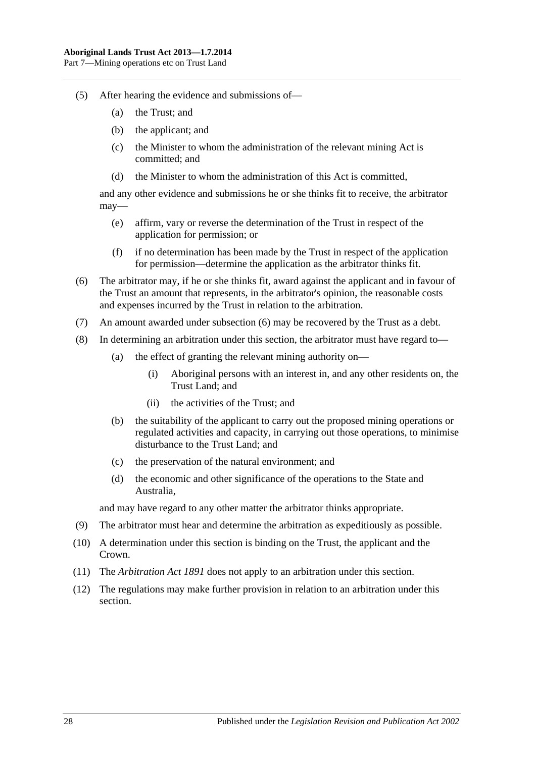(5) After hearing the evidence and submissions of—

(a) the Trust; and

(b) the applicant; and

(c) the Minister to whom the administration of the relevant mining Act is committed; and

(d) the Minister to whom the administration of this Act is committed,

and any other evidence and submissions he or she thinks fit to receive, the arbitrator may—

(e) affirm, vary or reverse the determination of the Trust in respect of the application for permission; or

(f) if no determination has been made by the Trust in respect of the application for permission—determine the application as the arbitrator thinks fit.

(6) The arbitrator may, if he or she thinks fit, award against the applicant and in favour of the Trust an amount that represents, in the arbitrator's opinion, the reasonable costs and expenses incurred by the Trust in relation to the arbitration.

(7) An amount awarded under subsection (6) may be recovered by the Trust as a debt.

(8) In determining an arbitration under this section, the arbitrator must have regard to—

(a) the effect of granting the relevant mining authority on—

(i) Aboriginal persons with an interest in, and any other residents on, the Trust Land; and

(ii) the activities of the Trust; and

(b) the suitability of the applicant to carry out the proposed mining operations or regulated activities and capacity, in carrying out those operations, to minimise disturbance to the Trust Land; and

(c) the preservation of the natural environment; and

(d) the economic and other significance of the operations to the State and Australia,

and may have regard to any other matter the arbitrator thinks appropriate.

(9) The arbitrator must hear and determine the arbitration as expeditiously as possible.

(10) A determination under this section is binding on the Trust, the applicant and the Crown.

(11) The *Arbitration Act 1891* does not apply to an arbitration under this section.

(12) The regulations may make further provision in relation to an arbitration under this section.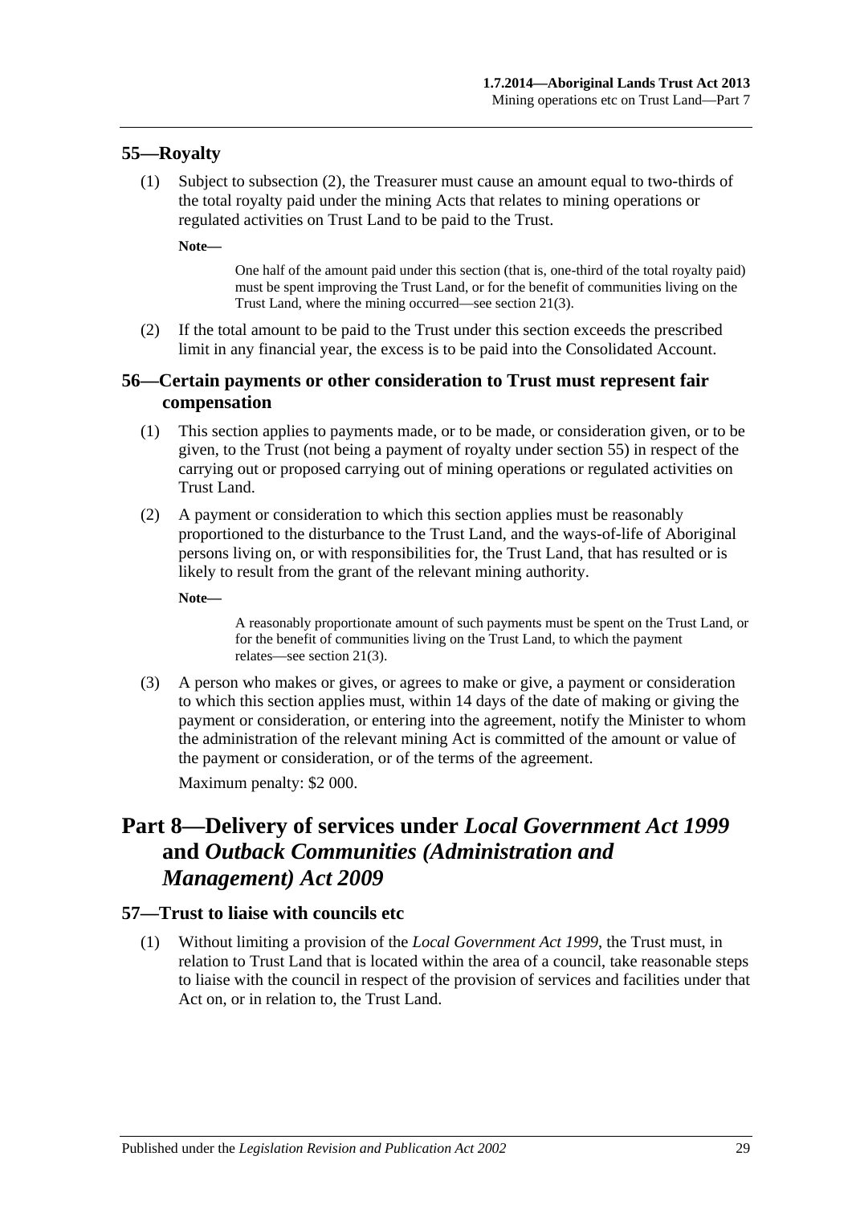## 55—Royalty

(1) Subject to subsection (2), the Treasurer must cause an amount equal to two-thirds of the total royalty paid under the mining Acts that relates to mining operations or regulated activities on Trust Land to be paid to the Trust.

**Note—**

One half of the amount paid under this section (that is, one-third of the total royalty paid) must be spent improving the Trust Land, or for the benefit of communities living on the Trust Land, where the mining occurred—see section 21(3).

(2) If the total amount to be paid to the Trust under this section exceeds the prescribed limit in any financial year, the excess is to be paid into the Consolidated Account.

## 56—Certain payments or other consideration to Trust must represent fair compensation

(1) This section applies to payments made, or to be made, or consideration given, or to be given, to the Trust (not being a payment of royalty under section 55) in respect of the carrying out or proposed carrying out of mining operations or regulated activities on Trust Land.

(2) A payment or consideration to which this section applies must be reasonably proportioned to the disturbance to the Trust Land, and the ways-of-life of Aboriginal persons living on, or with responsibilities for, the Trust Land, that has resulted or is likely to result from the grant of the relevant mining authority.

**Note—**

A reasonably proportionate amount of such payments must be spent on the Trust Land, or for the benefit of communities living on the Trust Land, to which the payment relates—see section 21(3).

(3) A person who makes or gives, or agrees to make or give, a payment or consideration to which this section applies must, within 14 days of the date of making or giving the payment or consideration, or entering into the agreement, notify the Minister to whom the administration of the relevant mining Act is committed of the amount or value of the payment or consideration, or of the terms of the agreement.

Maximum penalty: $2 000.

# Part 8—Delivery of services under *Local Government Act 1999* and *Outback Communities (Administration and Management) Act 2009*

## 57—Trust to liaise with councils etc

(1) Without limiting a provision of the *Local Government Act 1999*, the Trust must, in relation to Trust Land that is located within the area of a council, take reasonable steps to liaise with the council in respect of the provision of services and facilities under that Act on, or in relation to, the Trust Land.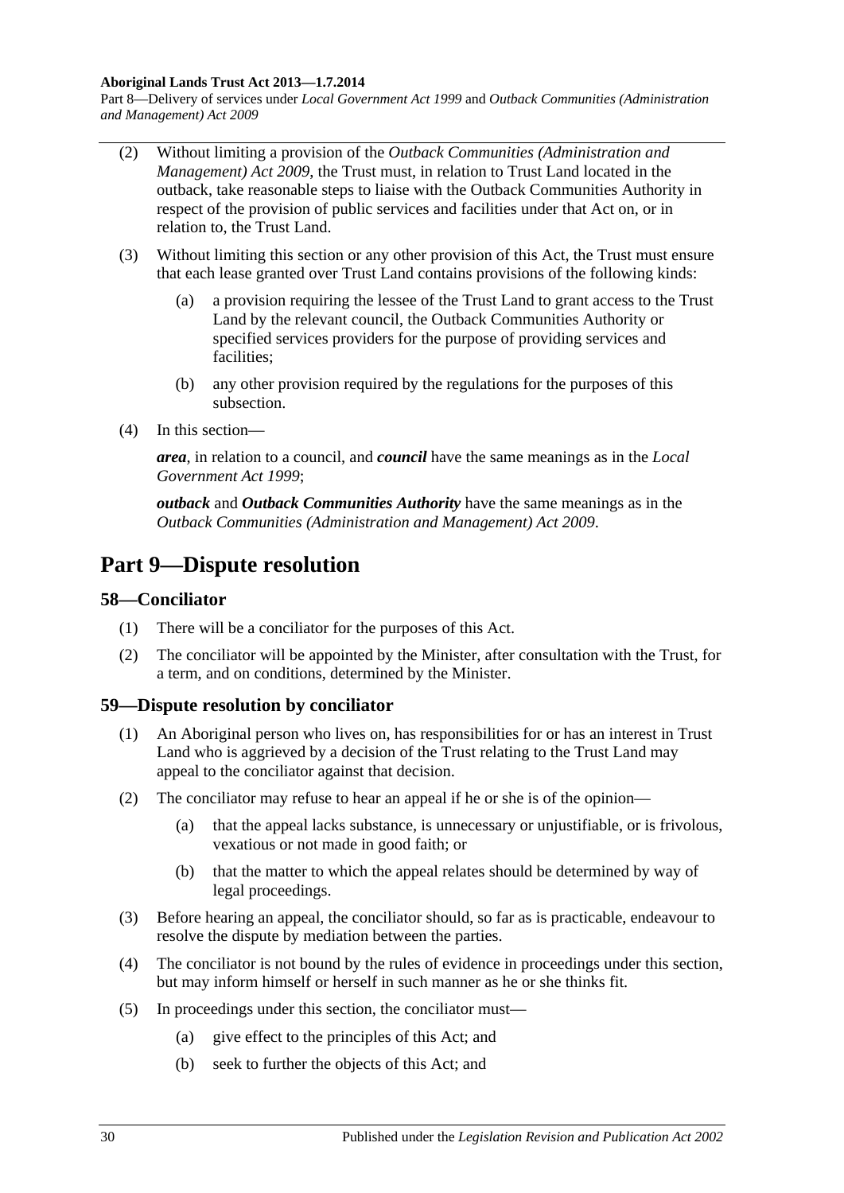(2) Without limiting a provision of the *Outback Communities (Administration and Management) Act 2009*, the Trust must, in relation to Trust Land located in the outback, take reasonable steps to liaise with the Outback Communities Authority in respect of the provision of public services and facilities under that Act on, or in relation to, the Trust Land.

(3) Without limiting this section or any other provision of this Act, the Trust must ensure that each lease granted over Trust Land contains provisions of the following kinds:

(a) a provision requiring the lessee of the Trust Land to grant access to the Trust Land by the relevant council, the Outback Communities Authority or specified services providers for the purpose of providing services and facilities;

(b) any other provision required by the regulations for the purposes of this subsection.

(4) In this section—

***area***, in relation to a council, and ***council*** have the same meanings as in the *Local Government Act 1999*;

***outback*** and ***Outback Communities Authority*** have the same meanings as in the *Outback Communities (Administration and Management) Act 2009*.

# Part 9—Dispute resolution

## 58—Conciliator

(1) There will be a conciliator for the purposes of this Act.

(2) The conciliator will be appointed by the Minister, after consultation with the Trust, for a term, and on conditions, determined by the Minister.

## 59—Dispute resolution by conciliator

(1) An Aboriginal person who lives on, has responsibilities for or has an interest in Trust Land who is aggrieved by a decision of the Trust relating to the Trust Land may appeal to the conciliator against that decision.

(2) The conciliator may refuse to hear an appeal if he or she is of the opinion—

(a) that the appeal lacks substance, is unnecessary or unjustifiable, or is frivolous, vexatious or not made in good faith; or

(b) that the matter to which the appeal relates should be determined by way of legal proceedings.

(3) Before hearing an appeal, the conciliator should, so far as is practicable, endeavour to resolve the dispute by mediation between the parties.

(4) The conciliator is not bound by the rules of evidence in proceedings under this section, but may inform himself or herself in such manner as he or she thinks fit.

(5) In proceedings under this section, the conciliator must—

(a) give effect to the principles of this Act; and

(b) seek to further the objects of this Act; and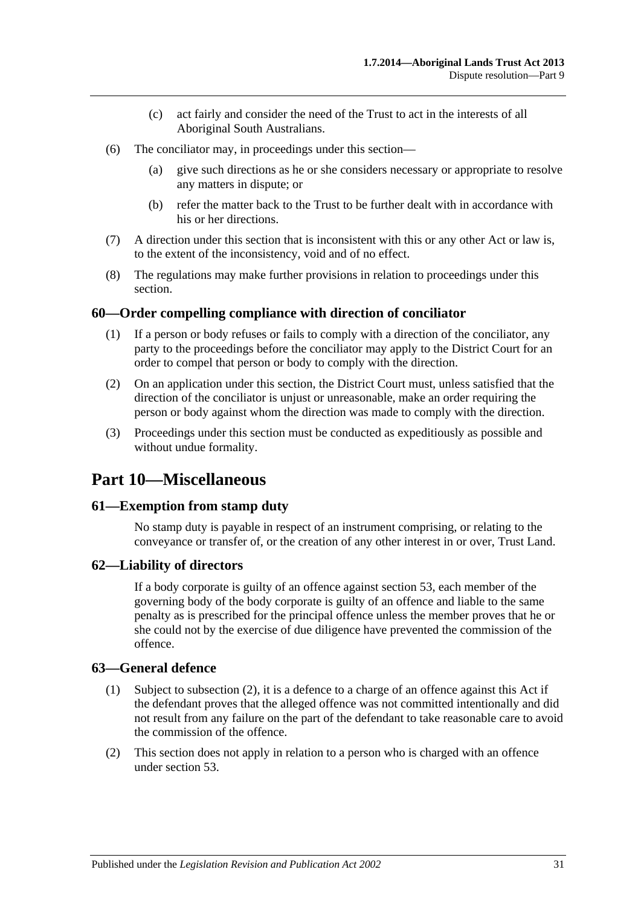(c) act fairly and consider the need of the Trust to act in the interests of all Aboriginal South Australians.

(6) The conciliator may, in proceedings under this section—

(a) give such directions as he or she considers necessary or appropriate to resolve any matters in dispute; or

(b) refer the matter back to the Trust to be further dealt with in accordance with his or her directions.

(7) A direction under this section that is inconsistent with this or any other Act or law is, to the extent of the inconsistency, void and of no effect.

(8) The regulations may make further provisions in relation to proceedings under this section.

### 60—Order compelling compliance with direction of conciliator

(1) If a person or body refuses or fails to comply with a direction of the conciliator, any party to the proceedings before the conciliator may apply to the District Court for an order to compel that person or body to comply with the direction.

(2) On an application under this section, the District Court must, unless satisfied that the direction of the conciliator is unjust or unreasonable, make an order requiring the person or body against whom the direction was made to comply with the direction.

(3) Proceedings under this section must be conducted as expeditiously as possible and without undue formality.

## Part 10—Miscellaneous

### 61—Exemption from stamp duty

No stamp duty is payable in respect of an instrument comprising, or relating to the conveyance or transfer of, or the creation of any other interest in or over, Trust Land.

### 62—Liability of directors

If a body corporate is guilty of an offence against section 53, each member of the governing body of the body corporate is guilty of an offence and liable to the same penalty as is prescribed for the principal offence unless the member proves that he or she could not by the exercise of due diligence have prevented the commission of the offence.

### 63—General defence

(1) Subject to subsection (2), it is a defence to a charge of an offence against this Act if the defendant proves that the alleged offence was not committed intentionally and did not result from any failure on the part of the defendant to take reasonable care to avoid the commission of the offence.

(2) This section does not apply in relation to a person who is charged with an offence under section 53.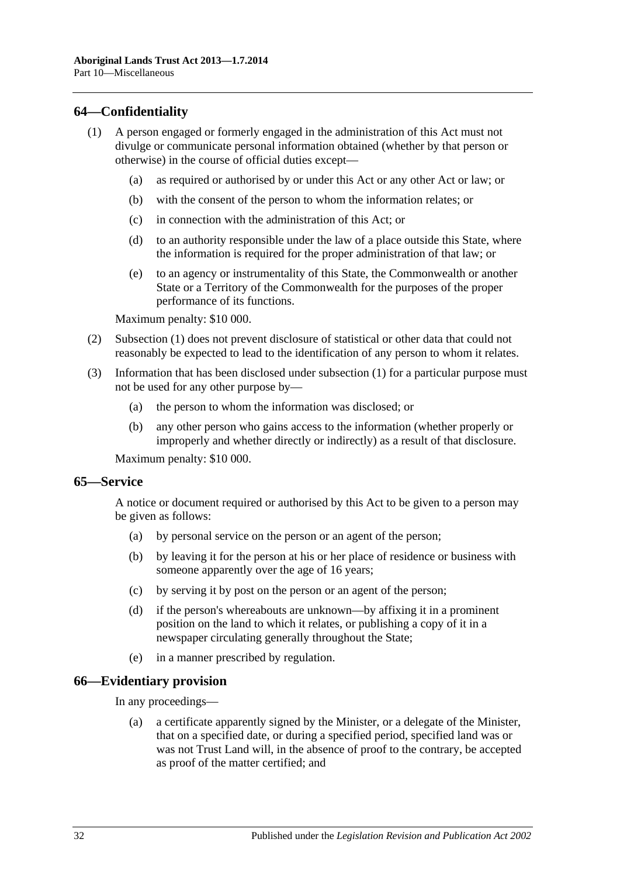## 64—Confidentiality

(1) A person engaged or formerly engaged in the administration of this Act must not divulge or communicate personal information obtained (whether by that person or otherwise) in the course of official duties except—

- (a) as required or authorised by or under this Act or any other Act or law; or
- (b) with the consent of the person to whom the information relates; or
- (c) in connection with the administration of this Act; or
- (d) to an authority responsible under the law of a place outside this State, where the information is required for the proper administration of that law; or
- (e) to an agency or instrumentality of this State, the Commonwealth or another State or a Territory of the Commonwealth for the purposes of the proper performance of its functions.

Maximum penalty: $10 000.

(2) Subsection (1) does not prevent disclosure of statistical or other data that could not reasonably be expected to lead to the identification of any person to whom it relates.

(3) Information that has been disclosed under subsection (1) for a particular purpose must not be used for any other purpose by—

- (a) the person to whom the information was disclosed; or
- (b) any other person who gains access to the information (whether properly or improperly and whether directly or indirectly) as a result of that disclosure.

Maximum penalty: $10 000.

## 65—Service

A notice or document required or authorised by this Act to be given to a person may be given as follows:

- (a) by personal service on the person or an agent of the person;
- (b) by leaving it for the person at his or her place of residence or business with someone apparently over the age of 16 years;
- (c) by serving it by post on the person or an agent of the person;
- (d) if the person's whereabouts are unknown—by affixing it in a prominent position on the land to which it relates, or publishing a copy of it in a newspaper circulating generally throughout the State;
- (e) in a manner prescribed by regulation.

## 66—Evidentiary provision

In any proceedings—

- (a) a certificate apparently signed by the Minister, or a delegate of the Minister, that on a specified date, or during a specified period, specified land was or was not Trust Land will, in the absence of proof to the contrary, be accepted as proof of the matter certified; and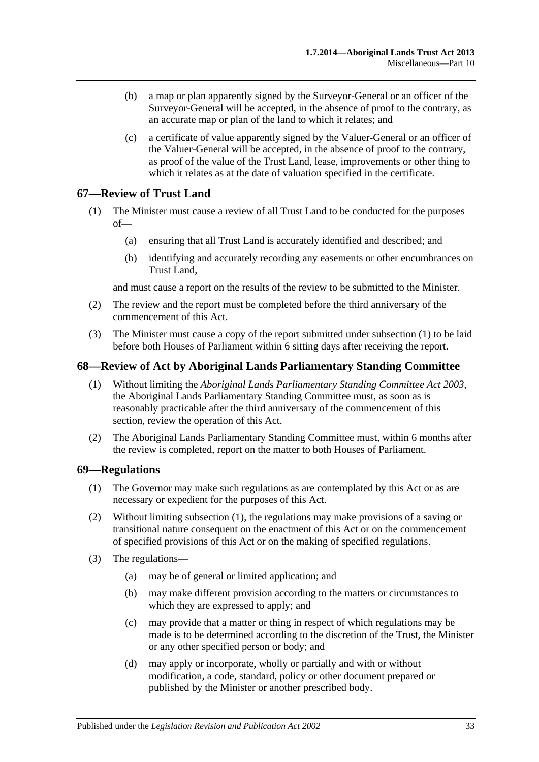(b) a map or plan apparently signed by the Surveyor-General or an officer of the Surveyor-General will be accepted, in the absence of proof to the contrary, as an accurate map or plan of the land to which it relates; and

(c) a certificate of value apparently signed by the Valuer-General or an officer of the Valuer-General will be accepted, in the absence of proof to the contrary, as proof of the value of the Trust Land, lease, improvements or other thing to which it relates as at the date of valuation specified in the certificate.

## 67—Review of Trust Land

(1) The Minister must cause a review of all Trust Land to be conducted for the purposes of—

(a) ensuring that all Trust Land is accurately identified and described; and

(b) identifying and accurately recording any easements or other encumbrances on Trust Land,

and must cause a report on the results of the review to be submitted to the Minister.

(2) The review and the report must be completed before the third anniversary of the commencement of this Act.

(3) The Minister must cause a copy of the report submitted under subsection (1) to be laid before both Houses of Parliament within 6 sitting days after receiving the report.

## 68—Review of Act by Aboriginal Lands Parliamentary Standing Committee

(1) Without limiting the *Aboriginal Lands Parliamentary Standing Committee Act 2003*, the Aboriginal Lands Parliamentary Standing Committee must, as soon as is reasonably practicable after the third anniversary of the commencement of this section, review the operation of this Act.

(2) The Aboriginal Lands Parliamentary Standing Committee must, within 6 months after the review is completed, report on the matter to both Houses of Parliament.

## 69—Regulations

(1) The Governor may make such regulations as are contemplated by this Act or as are necessary or expedient for the purposes of this Act.

(2) Without limiting subsection (1), the regulations may make provisions of a saving or transitional nature consequent on the enactment of this Act or on the commencement of specified provisions of this Act or on the making of specified regulations.

(3) The regulations—

(a) may be of general or limited application; and

(b) may make different provision according to the matters or circumstances to which they are expressed to apply; and

(c) may provide that a matter or thing in respect of which regulations may be made is to be determined according to the discretion of the Trust, the Minister or any other specified person or body; and

(d) may apply or incorporate, wholly or partially and with or without modification, a code, standard, policy or other document prepared or published by the Minister or another prescribed body.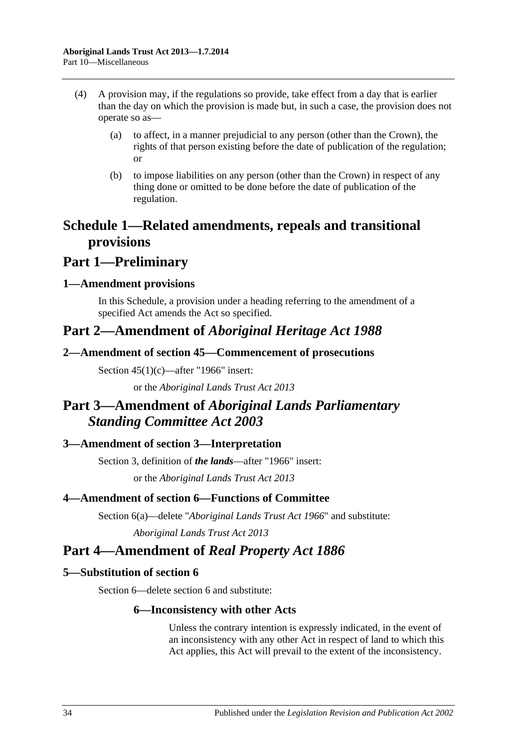(4) A provision may, if the regulations so provide, take effect from a day that is earlier than the day on which the provision is made but, in such a case, the provision does not operate so as—

(a) to affect, in a manner prejudicial to any person (other than the Crown), the rights of that person existing before the date of publication of the regulation; or

(b) to impose liabilities on any person (other than the Crown) in respect of any thing done or omitted to be done before the date of publication of the regulation.

# Schedule 1—Related amendments, repeals and transitional provisions

## Part 1—Preliminary

### 1—Amendment provisions

In this Schedule, a provision under a heading referring to the amendment of a specified Act amends the Act so specified.

## Part 2—Amendment of *Aboriginal Heritage Act 1988*

### 2—Amendment of section 45—Commencement of prosecutions

Section 45(1)(c)—after "1966" insert:

or the *Aboriginal Lands Trust Act 2013*

## Part 3—Amendment of *Aboriginal Lands Parliamentary Standing Committee Act 2003*

### 3—Amendment of section 3—Interpretation

Section 3, definition of ***the lands***—after "1966" insert:

or the *Aboriginal Lands Trust Act 2013*

### 4—Amendment of section 6—Functions of Committee

Section 6(a)—delete "*Aboriginal Lands Trust Act 1966*" and substitute:

*Aboriginal Lands Trust Act 2013*

## Part 4—Amendment of *Real Property Act 1886*

### 5—Substitution of section 6

Section 6—delete section 6 and substitute:

#### 6—Inconsistency with other Acts

Unless the contrary intention is expressly indicated, in the event of an inconsistency with any other Act in respect of land to which this Act applies, this Act will prevail to the extent of the inconsistency.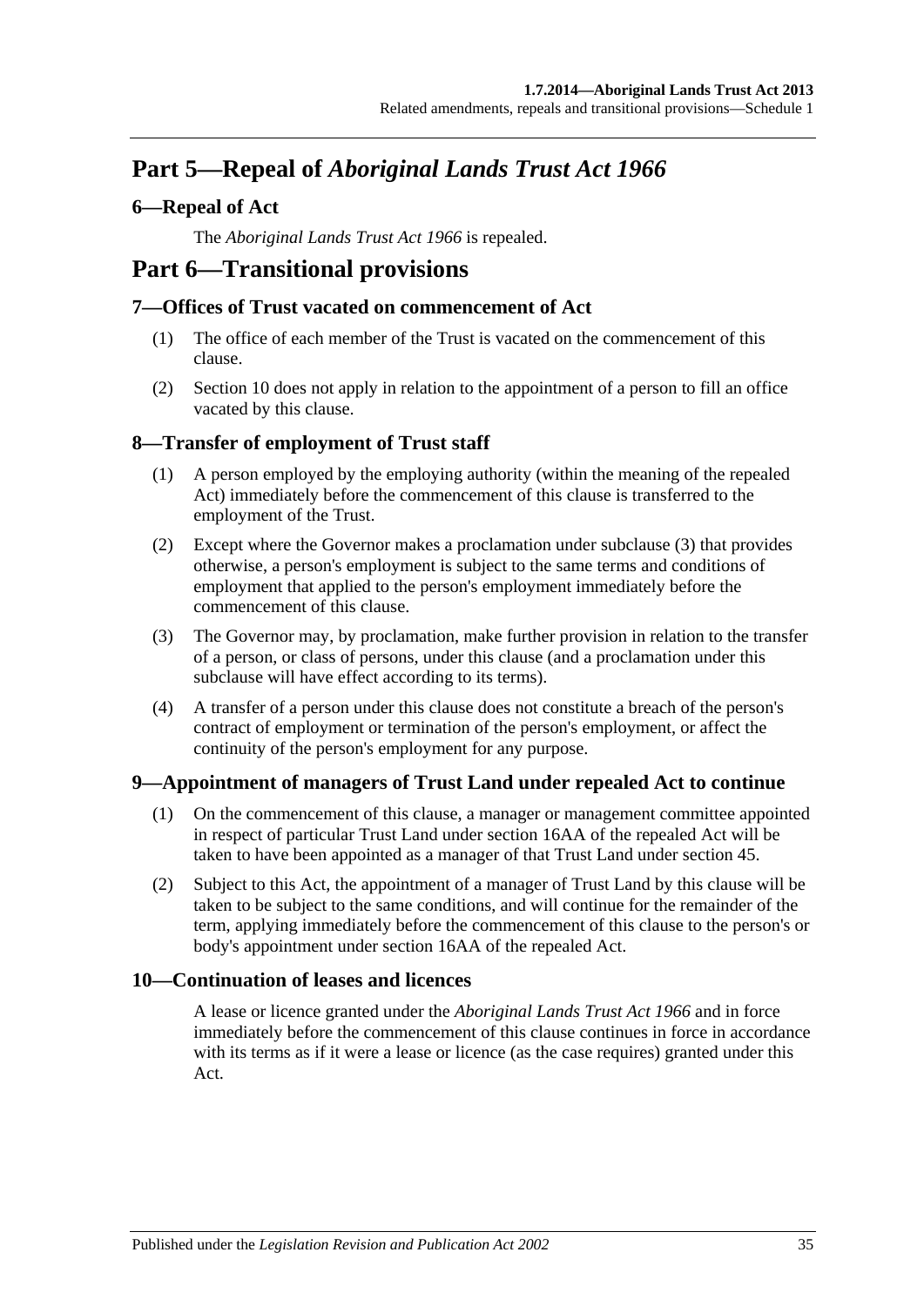# Part 5—Repeal of *Aboriginal Lands Trust Act 1966*

## 6—Repeal of Act

The *Aboriginal Lands Trust Act 1966* is repealed.

# Part 6—Transitional provisions

## 7—Offices of Trust vacated on commencement of Act

(1) The office of each member of the Trust is vacated on the commencement of this clause.

(2) Section 10 does not apply in relation to the appointment of a person to fill an office vacated by this clause.

## 8—Transfer of employment of Trust staff

(1) A person employed by the employing authority (within the meaning of the repealed Act) immediately before the commencement of this clause is transferred to the employment of the Trust.

(2) Except where the Governor makes a proclamation under subclause (3) that provides otherwise, a person's employment is subject to the same terms and conditions of employment that applied to the person's employment immediately before the commencement of this clause.

(3) The Governor may, by proclamation, make further provision in relation to the transfer of a person, or class of persons, under this clause (and a proclamation under this subclause will have effect according to its terms).

(4) A transfer of a person under this clause does not constitute a breach of the person's contract of employment or termination of the person's employment, or affect the continuity of the person's employment for any purpose.

## 9—Appointment of managers of Trust Land under repealed Act to continue

(1) On the commencement of this clause, a manager or management committee appointed in respect of particular Trust Land under section 16AA of the repealed Act will be taken to have been appointed as a manager of that Trust Land under section 45.

(2) Subject to this Act, the appointment of a manager of Trust Land by this clause will be taken to be subject to the same conditions, and will continue for the remainder of the term, applying immediately before the commencement of this clause to the person's or body's appointment under section 16AA of the repealed Act.

## 10—Continuation of leases and licences

A lease or licence granted under the *Aboriginal Lands Trust Act 1966* and in force immediately before the commencement of this clause continues in force in accordance with its terms as if it were a lease or licence (as the case requires) granted under this Act.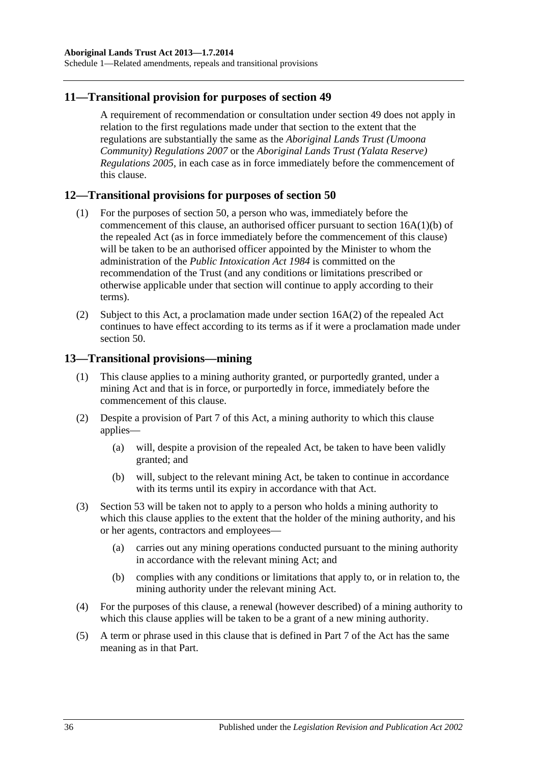## 11—Transitional provision for purposes of section 49

A requirement of recommendation or consultation under section 49 does not apply in relation to the first regulations made under that section to the extent that the regulations are substantially the same as the *Aboriginal Lands Trust (Umoona Community) Regulations 2007* or the *Aboriginal Lands Trust (Yalata Reserve) Regulations 2005*, in each case as in force immediately before the commencement of this clause.

## 12—Transitional provisions for purposes of section 50

(1) For the purposes of section 50, a person who was, immediately before the commencement of this clause, an authorised officer pursuant to section 16A(1)(b) of the repealed Act (as in force immediately before the commencement of this clause) will be taken to be an authorised officer appointed by the Minister to whom the administration of the *Public Intoxication Act 1984* is committed on the recommendation of the Trust (and any conditions or limitations prescribed or otherwise applicable under that section will continue to apply according to their terms).

(2) Subject to this Act, a proclamation made under section 16A(2) of the repealed Act continues to have effect according to its terms as if it were a proclamation made under section 50.

## 13—Transitional provisions—mining

(1) This clause applies to a mining authority granted, or purportedly granted, under a mining Act and that is in force, or purportedly in force, immediately before the commencement of this clause.

(2) Despite a provision of Part 7 of this Act, a mining authority to which this clause applies—

   (a) will, despite a provision of the repealed Act, be taken to have been validly granted; and

   (b) will, subject to the relevant mining Act, be taken to continue in accordance with its terms until its expiry in accordance with that Act.

(3) Section 53 will be taken not to apply to a person who holds a mining authority to which this clause applies to the extent that the holder of the mining authority, and his or her agents, contractors and employees—

   (a) carries out any mining operations conducted pursuant to the mining authority in accordance with the relevant mining Act; and

   (b) complies with any conditions or limitations that apply to, or in relation to, the mining authority under the relevant mining Act.

(4) For the purposes of this clause, a renewal (however described) of a mining authority to which this clause applies will be taken to be a grant of a new mining authority.

(5) A term or phrase used in this clause that is defined in Part 7 of the Act has the same meaning as in that Part.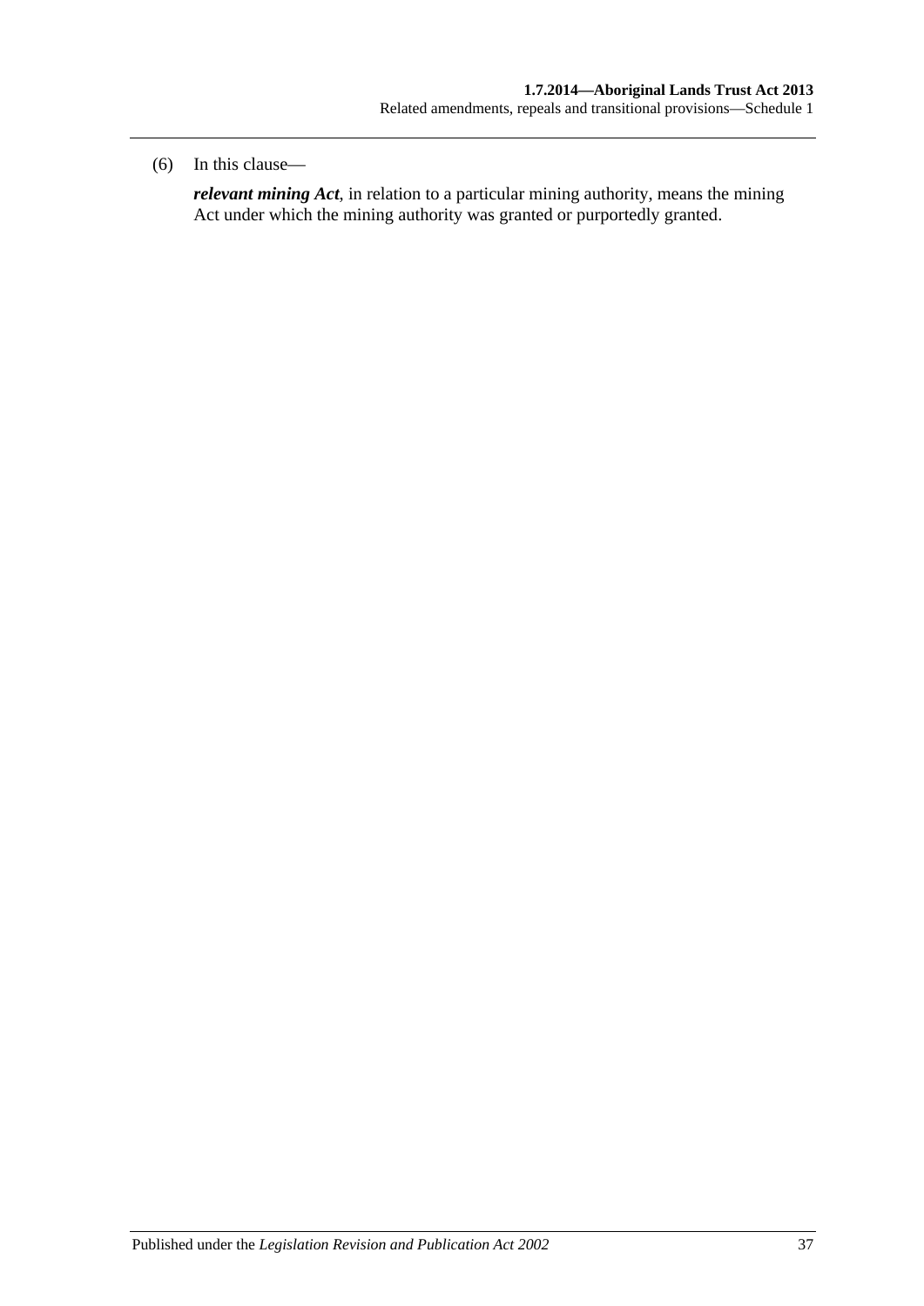(6) In this clause—

***relevant mining Act***, in relation to a particular mining authority, means the mining Act under which the mining authority was granted or purportedly granted.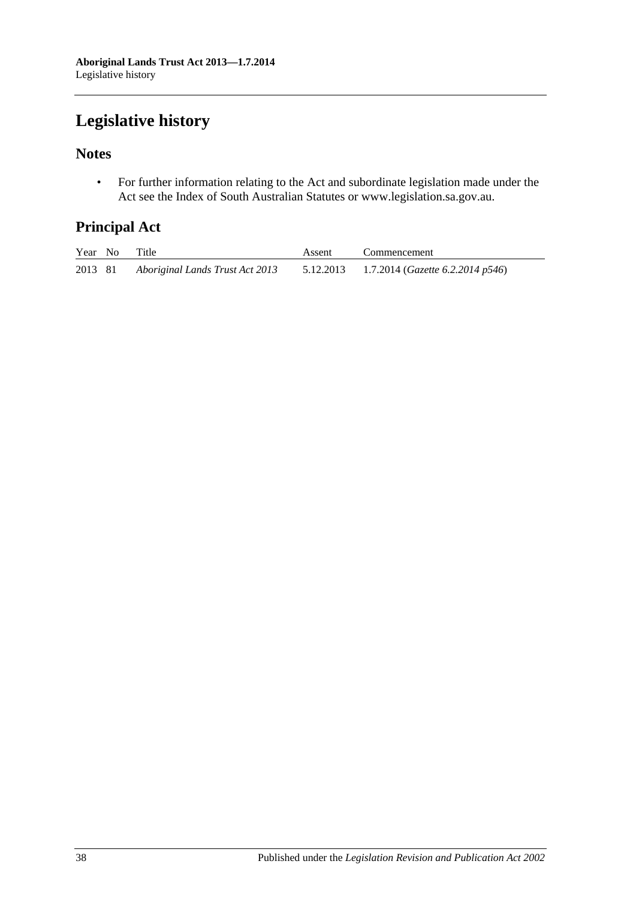# Legislative history

## Notes

- For further information relating to the Act and subordinate legislation made under the Act see the Index of South Australian Statutes or www.legislation.sa.gov.au.

## Principal Act

| Year | No | Title | Assent | Commencement |
|---|---|---|---|---|
| 2013 | 81 | *Aboriginal Lands Trust Act 2013* | 5.12.2013 | 1.7.2014 (*Gazette 6.2.2014 p546*) |